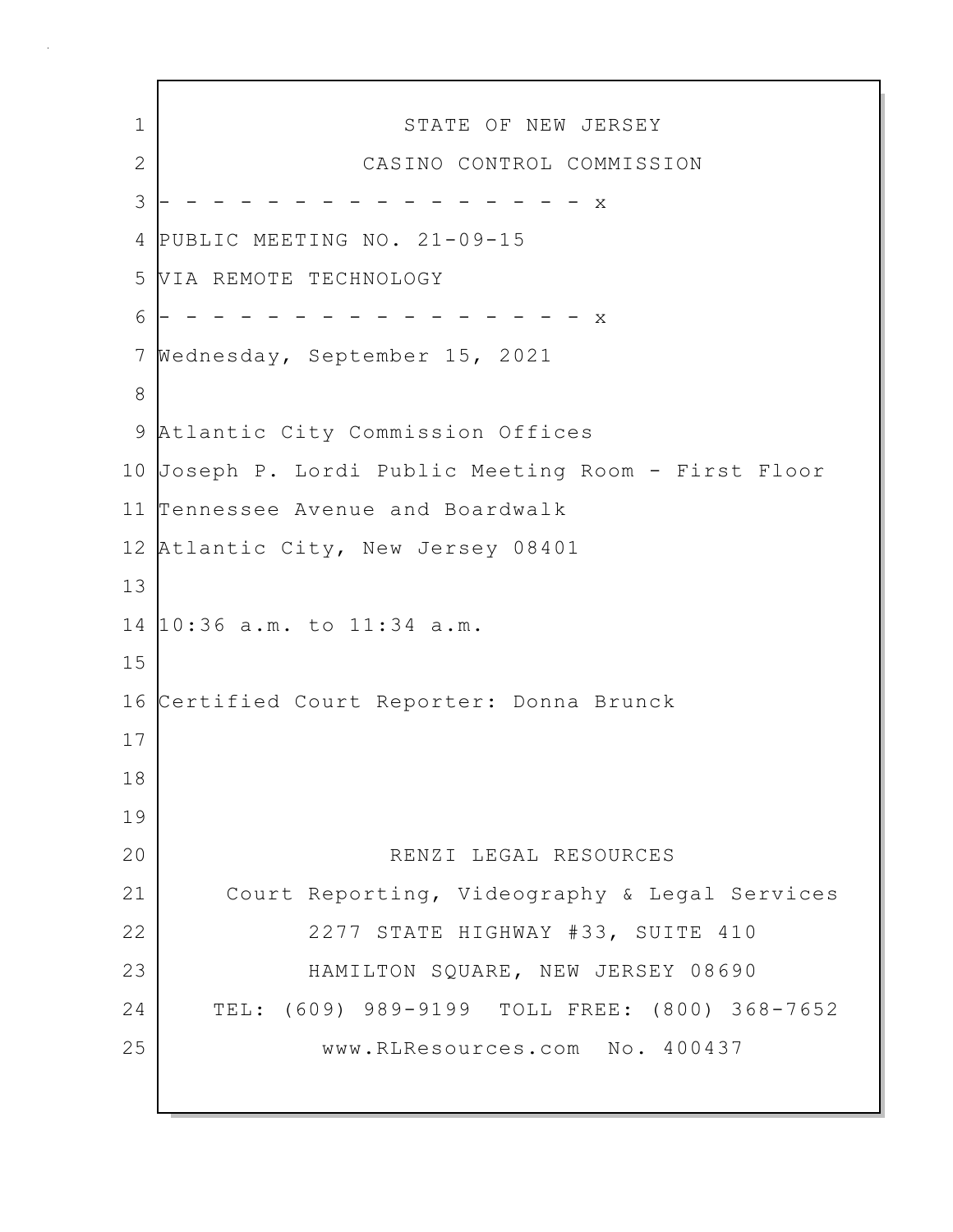STATE OF NEW JERSEY

CASINO CONTROL COMMISSION

- - - - - - - - - - - - - - - - - - x

PUBLIC MEETING NO. 21-09-15

VIA REMOTE TECHNOLOGY

- - - - - - - - - - - - - - - - - - x

Wednesday, September 15, 2021

Atlantic City Commission Offices
Joseph P. Lordi Public Meeting Room - First Floor
Tennessee Avenue and Boardwalk
Atlantic City, New Jersey 08401

10:36 a.m. to 11:34 a.m.

Certified Court Reporter: Donna Brunck

RENZI LEGAL RESOURCES
Court Reporting, Videography & Legal Services
2277 STATE HIGHWAY #33, SUITE 410
HAMILTON SQUARE, NEW JERSEY 08690
TEL: (609) 989-9199 TOLL FREE: (800) 368-7652
www.RLResources.com No. 400437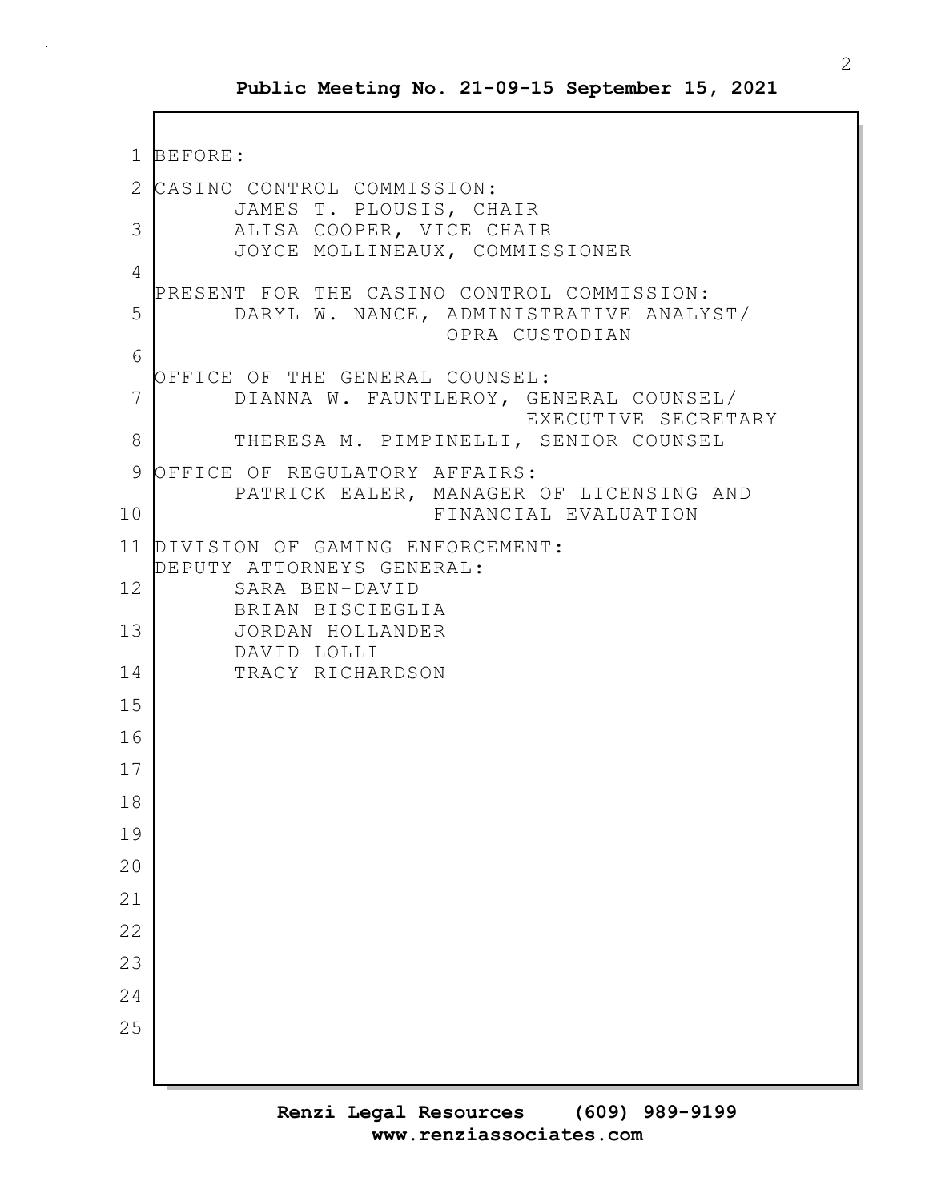BEFORE:

CASINO CONTROL COMMISSION:
JAMES T. PLOUSIS, CHAIR
ALISA COOPER, VICE CHAIR
JOYCE MOLLINEAUX, COMMISSIONER

PRESENT FOR THE CASINO CONTROL COMMISSION:
DARYL W. NANCE, ADMINISTRATIVE ANALYST/
OPRA CUSTODIAN

OFFICE OF THE GENERAL COUNSEL:
DIANNA W. FAUNTLEROY, GENERAL COUNSEL/
EXECUTIVE SECRETARY
THERESA M. PIMPINELLI, SENIOR COUNSEL

OFFICE OF REGULATORY AFFAIRS:
PATRICK EALER, MANAGER OF LICENSING AND
FINANCIAL EVALUATION

DIVISION OF GAMING ENFORCEMENT:
DEPUTY ATTORNEYS GENERAL:
SARA BEN-DAVID
BRIAN BISCIEGLIA
JORDAN HOLLANDER
DAVID LOLLI
TRACY RICHARDSON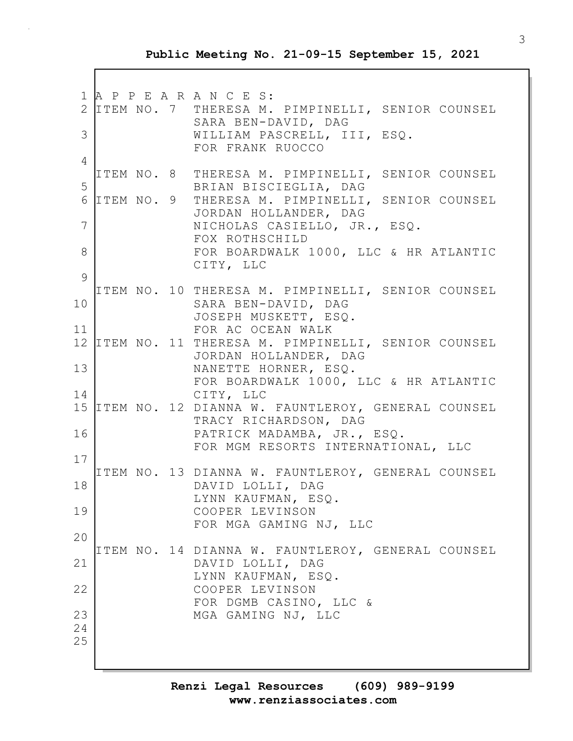A P P E A R A N C E S:

ITEM NO. 7 THERESA M. PIMPINELLI, SENIOR COUNSEL
SARA BEN-DAVID, DAG
WILLIAM PASCRELL, III, ESQ.
FOR FRANK RUOCCO

ITEM NO. 8 THERESA M. PIMPINELLI, SENIOR COUNSEL
BRIAN BISCIEGLIA, DAG

ITEM NO. 9 THERESA M. PIMPINELLI, SENIOR COUNSEL
JORDAN HOLLANDER, DAG
NICHOLAS CASIELLO, JR., ESQ.
FOX ROTHSCHILD
FOR BOARDWALK 1000, LLC & HR ATLANTIC CITY, LLC

ITEM NO. 10 THERESA M. PIMPINELLI, SENIOR COUNSEL
SARA BEN-DAVID, DAG
JOSEPH MUSKETT, ESQ.
FOR AC OCEAN WALK

ITEM NO. 11 THERESA M. PIMPINELLI, SENIOR COUNSEL
JORDAN HOLLANDER, DAG
NANETTE HORNER, ESQ.
FOR BOARDWALK 1000, LLC & HR ATLANTIC CITY, LLC

ITEM NO. 12 DIANNA W. FAUNTLEROY, GENERAL COUNSEL
TRACY RICHARDSON, DAG
PATRICK MADAMBA, JR., ESQ.
FOR MGM RESORTS INTERNATIONAL, LLC

ITEM NO. 13 DIANNA W. FAUNTLEROY, GENERAL COUNSEL
DAVID LOLLI, DAG
LYNN KAUFMAN, ESQ.
COOPER LEVINSON
FOR MGA GAMING NJ, LLC

ITEM NO. 14 DIANNA W. FAUNTLEROY, GENERAL COUNSEL
DAVID LOLLI, DAG
LYNN KAUFMAN, ESQ.
COOPER LEVINSON
FOR DGMB CASINO, LLC &
MGA GAMING NJ, LLC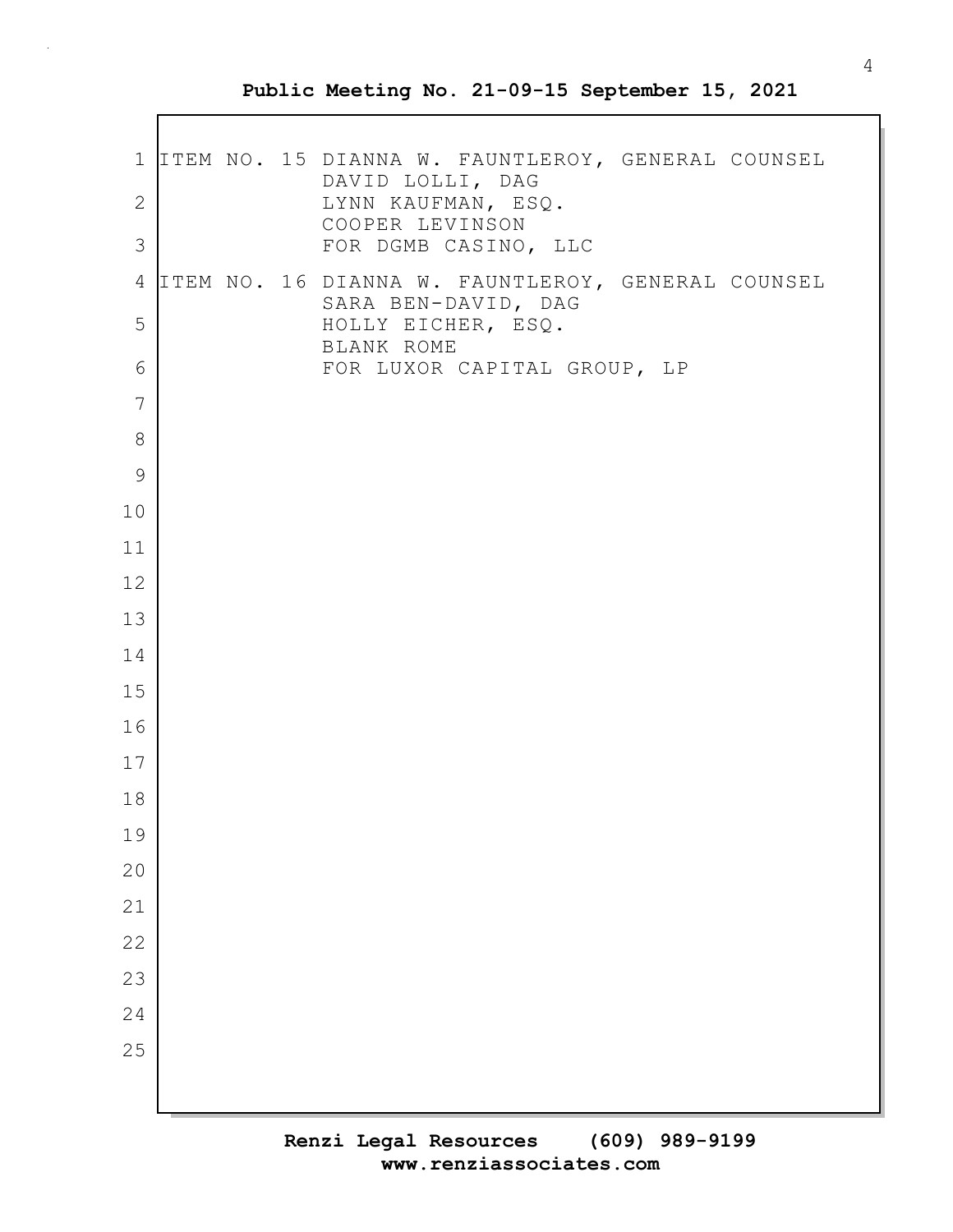ITEM NO. 15 DIANNA W. FAUNTLEROY, GENERAL COUNSEL
DAVID LOLLI, DAG
LYNN KAUFMAN, ESQ.
COOPER LEVINSON
FOR DGMB CASINO, LLC

ITEM NO. 16 DIANNA W. FAUNTLEROY, GENERAL COUNSEL
SARA BEN-DAVID, DAG
HOLLY EICHER, ESQ.
BLANK ROME
FOR LUXOR CAPITAL GROUP, LP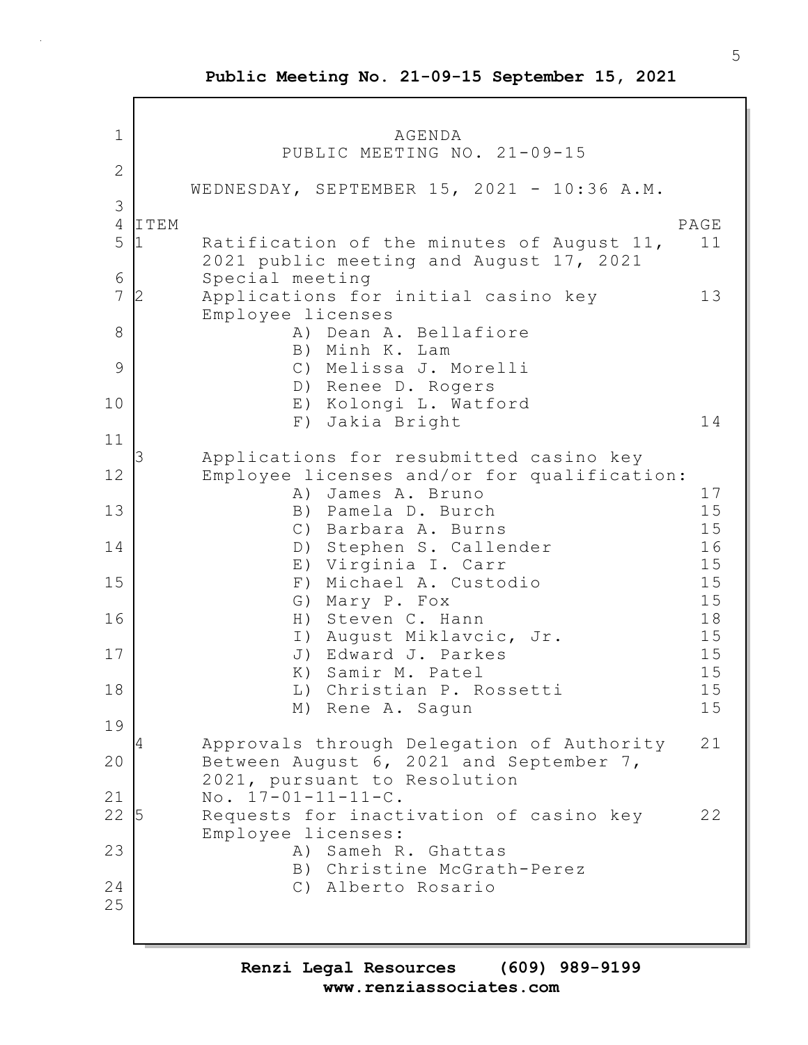# AGENDA

## PUBLIC MEETING NO. 21-09-15

WEDNESDAY, SEPTEMBER 15, 2021 - 10:36 A.M.

| ITEM | | PAGE |
|---|---|---|
| 1 | Ratification of the minutes of August 11, 2021 public meeting and August 17, 2021 Special meeting | 11 |
| 2 | Applications for initial casino key Employee licenses | 13 |
| | A) Dean A. Bellafiore | |
| | B) Minh K. Lam | |
| | C) Melissa J. Morelli | |
| | D) Renee D. Rogers | |
| | E) Kolongi L. Watford | |
| | F) Jakia Bright | 14 |
| 3 | Applications for resubmitted casino key Employee licenses and/or for qualification: | |
| | A) James A. Bruno | 17 |
| | B) Pamela D. Burch | 15 |
| | C) Barbara A. Burns | 15 |
| | D) Stephen S. Callender | 16 |
| | E) Virginia I. Carr | 15 |
| | F) Michael A. Custodio | 15 |
| | G) Mary P. Fox | 15 |
| | H) Steven C. Hann | 18 |
| | I) August Miklavcic, Jr. | 15 |
| | J) Edward J. Parkes | 15 |
| | K) Samir M. Patel | 15 |
| | L) Christian P. Rossetti | 15 |
| | M) Rene A. Sagun | 15 |
| 4 | Approvals through Delegation of Authority Between August 6, 2021 and September 7, 2021, pursuant to Resolution No. 17-01-11-11-C. | 21 |
| 5 | Requests for inactivation of casino key Employee licenses: | 22 |
| | A) Sameh R. Ghattas | |
| | B) Christine McGrath-Perez | |
| | C) Alberto Rosario | |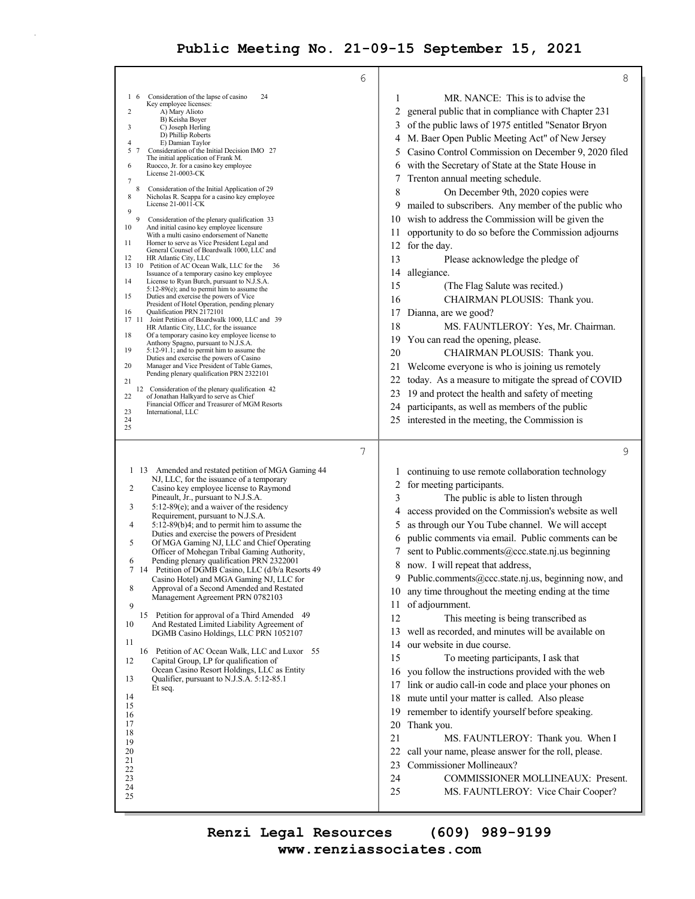# Public Meeting No. 21-09-15 September 15, 2021

6

6 Consideration of the lapse of casino Key employee licenses: 24
- A) Mary Alioto
- B) Keisha Boyer
- C) Joseph Herling
- D) Phillip Roberts
- E) Damian Taylor

7 Consideration of the Initial Decision IMO The initial application of Frank M. Ruocco, Jr. for a casino key employee License 21-0003-CK 27

8 Consideration of the Initial Application of Nicholas R. Scappa for a casino key employee License 21-0011-CK 29

9 Consideration of the plenary qualification And initial casino key employee licensure With a multi casino endorsement of Nanette Horner to serve as Vice President Legal and General Counsel of Boardwalk 1000, LLC and HR Atlantic City, LLC 33

10 Petition of AC Ocean Walk, LLC for the Issuance of a temporary casino key employee License to Ryan Burch, pursuant to N.J.S.A. 5:12-89(e); and to permit him to assume the Duties and exercise the powers of Vice President of Hotel Operation, pending plenary Qualification PRN 2172101 36

11 Joint Petition of Boardwalk 1000, LLC and HR Atlantic City, LLC, for the issuance Of a temporary casino key employee license to Anthony Spagno, pursuant to N.J.S.A. 5:12-91.1; and to permit him to assume the Duties and exercise the powers of Casino Manager and Vice President of Table Games, Pending plenary qualification PRN 2322101 39

12 Consideration of the plenary qualification of Jonathan Halkyard to serve as Chief Financial Officer and Treasurer of MGM Resorts International, LLC 42

7

13 Amended and restated petition of MGA Gaming NJ, LLC, for the issuance of a temporary Casino key employee license to Raymond Pineault, Jr., pursuant to N.J.S.A. 5:12-89(e); and a waiver of the residency Requirement, pursuant to N.J.S.A. 5:12-89(b)4; and to permit him to assume the Duties and exercise the powers of President Of MGA Gaming NJ, LLC and Chief Operating Officer of Mohegan Tribal Gaming Authority, Pending plenary qualification PRN 2322001 44

14 Petition of DGMB Casino, LLC (d/b/a Resorts Casino Hotel) and MGA Gaming NJ, LLC for Approval of a Second Amended and Restated Management Agreement PRN 0782103 49

15 Petition for approval of a Third Amended And Restated Limited Liability Agreement of DGMB Casino Holdings, LLC PRN 1052107 49

16 Petition of AC Ocean Walk, LLC and Luxor Capital Group, LP for qualification of Ocean Casino Resort Holdings, LLC as Entity Qualifier, pursuant to N.J.S.A. 5:12-85.1 Et seq. 55

8

MR. NANCE: This is to advise the general public that in compliance with Chapter 231 of the public laws of 1975 entitled "Senator Bryon M. Baer Open Public Meeting Act" of New Jersey Casino Control Commission on December 9, 2020 filed with the Secretary of State at the State House in Trenton annual meeting schedule.

On December 9th, 2020 copies were mailed to subscribers. Any member of the public who wish to address the Commission will be given the opportunity to do so before the Commission adjourns for the day.

Please acknowledge the pledge of allegiance.

(The Flag Salute was recited.)

CHAIRMAN PLOUSIS: Thank you. Dianna, are we good?

MS. FAUNTLEROY: Yes, Mr. Chairman. You can read the opening, please.

CHAIRMAN PLOUSIS: Thank you. Welcome everyone is who is joining us remotely today. As a measure to mitigate the spread of COVID 19 and protect the health and safety of meeting participants, as well as members of the public interested in the meeting, the Commission is

9

continuing to use remote collaboration technology for meeting participants.

The public is able to listen through access provided on the Commission's website as well as through our You Tube channel. We will accept public comments via email. Public comments can be sent to Public.comments@ccc.state.nj.us beginning now. I will repeat that address, Public.comments@ccc.state.nj.us, beginning now, and any time throughout the meeting ending at the time of adjournment.

This meeting is being transcribed as well as recorded, and minutes will be available on our website in due course.

To meeting participants, I ask that you follow the instructions provided with the web link or audio call-in code and place your phones on mute until your matter is called. Also please remember to identify yourself before speaking. Thank you.

MS. FAUNTLEROY: Thank you. When I call your name, please answer for the roll, please. Commissioner Mollineaux?

COMMISSIONER MOLLINEAUX: Present.

MS. FAUNTLEROY: Vice Chair Cooper?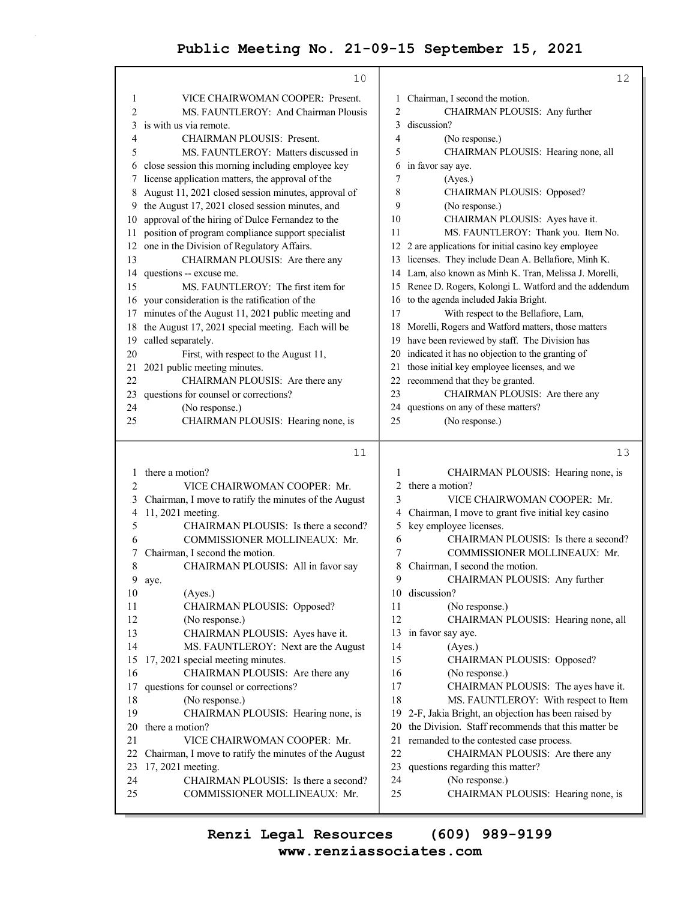VICE CHAIRWOMAN COOPER: Present.

MS. FAUNTLEROY: And Chairman Plousis is with us via remote.

CHAIRMAN PLOUSIS: Present.

MS. FAUNTLEROY: Matters discussed in close session this morning including employee key license application matters, the approval of the August 11, 2021 closed session minutes, approval of the August 17, 2021 closed session minutes, and approval of the hiring of Dulce Fernandez to the position of program compliance support specialist one in the Division of Regulatory Affairs.

CHAIRMAN PLOUSIS: Are there any questions -- excuse me.

MS. FAUNTLEROY: The first item for your consideration is the ratification of the minutes of the August 11, 2021 public meeting and the August 17, 2021 special meeting. Each will be called separately.

First, with respect to the August 11, 2021 public meeting minutes.

CHAIRMAN PLOUSIS: Are there any questions for counsel or corrections?

(No response.)

CHAIRMAN PLOUSIS: Hearing none, is there a motion?

VICE CHAIRWOMAN COOPER: Mr. Chairman, I move to ratify the minutes of the August 11, 2021 meeting.

CHAIRMAN PLOUSIS: Is there a second?

COMMISSIONER MOLLINEAUX: Mr. Chairman, I second the motion.

CHAIRMAN PLOUSIS: All in favor say aye.

(Ayes.)

CHAIRMAN PLOUSIS: Opposed?

(No response.)

CHAIRMAN PLOUSIS: Ayes have it.

MS. FAUNTLEROY: Next are the August 17, 2021 special meeting minutes.

CHAIRMAN PLOUSIS: Are there any questions for counsel or corrections?

(No response.)

CHAIRMAN PLOUSIS: Hearing none, is there a motion?

VICE CHAIRWOMAN COOPER: Mr. Chairman, I move to ratify the minutes of the August 17, 2021 meeting.

CHAIRMAN PLOUSIS: Is there a second?

COMMISSIONER MOLLINEAUX: Mr. Chairman, I second the motion.

CHAIRMAN PLOUSIS: Any further discussion?

(No response.)

CHAIRMAN PLOUSIS: Hearing none, all in favor say aye.

(Ayes.)

CHAIRMAN PLOUSIS: Opposed?

(No response.)

CHAIRMAN PLOUSIS: Ayes have it.

MS. FAUNTLEROY: Thank you. Item No. 2 are applications for initial casino key employee licenses. They include Dean A. Bellafiore, Minh K. Lam, also known as Minh K. Tran, Melissa J. Morelli, Renee D. Rogers, Kolongi L. Watford and the addendum to the agenda included Jakia Bright.

With respect to the Bellafiore, Lam, Morelli, Rogers and Watford matters, those matters have been reviewed by staff. The Division has indicated it has no objection to the granting of those initial key employee licenses, and we recommend that they be granted.

CHAIRMAN PLOUSIS: Are there any questions on any of these matters?

(No response.)

CHAIRMAN PLOUSIS: Hearing none, is there a motion?

VICE CHAIRWOMAN COOPER: Mr. Chairman, I move to grant five initial key casino key employee licenses.

CHAIRMAN PLOUSIS: Is there a second?

COMMISSIONER MOLLINEAUX: Mr. Chairman, I second the motion.

CHAIRMAN PLOUSIS: Any further discussion?

(No response.)

CHAIRMAN PLOUSIS: Hearing none, all in favor say aye.

(Ayes.)

CHAIRMAN PLOUSIS: Opposed?

(No response.)

CHAIRMAN PLOUSIS: The ayes have it.

MS. FAUNTLEROY: With respect to Item 2-F, Jakia Bright, an objection has been raised by the Division. Staff recommends that this matter be remanded to the contested case process.

CHAIRMAN PLOUSIS: Are there any questions regarding this matter?

(No response.)

CHAIRMAN PLOUSIS: Hearing none, is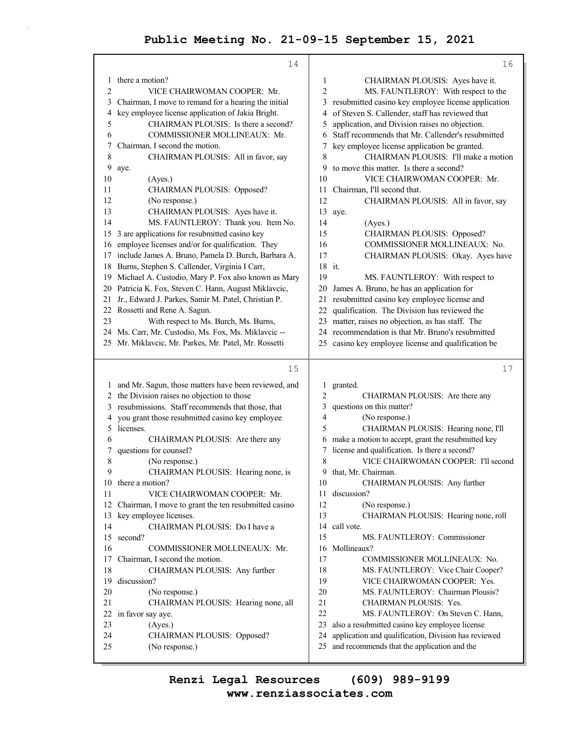there a motion?

VICE CHAIRWOMAN COOPER: Mr. Chairman, I move to remand for a hearing the initial key employee license application of Jakia Bright.

CHAIRMAN PLOUSIS: Is there a second?

COMMISSIONER MOLLINEAUX: Mr. Chairman, I second the motion.

CHAIRMAN PLOUSIS: All in favor, say aye.

(Ayes.)

CHAIRMAN PLOUSIS: Opposed?

(No response.)

CHAIRMAN PLOUSIS: Ayes have it.

MS. FAUNTLEROY: Thank you. Item No. 3 are applications for resubmitted casino key employee licenses and/or for qualification. They include James A. Bruno, Pamela D. Burch, Barbara A. Burns, Stephen S. Callender, Virginia I Carr, Michael A. Custodio, Mary P. Fox also known as Mary Patricia K. Fox, Steven C. Hann, August Miklavcic, Jr., Edward J. Parkes, Samir M. Patel, Christian P. Rossetti and Rene A. Sagun.

With respect to Ms. Burch, Ms. Burns, Ms. Carr, Mr. Custodio, Ms. Fox, Ms. Miklavcic -- Mr. Miklavcic, Mr. Parkes, Mr. Patel, Mr. Rossetti and Mr. Sagun, those matters have been reviewed, and the Division raises no objection to those resubmissions. Staff recommends that those, that you grant those resubmitted casino key employee licenses.

CHAIRMAN PLOUSIS: Are there any questions for counsel?

(No response.)

CHAIRMAN PLOUSIS: Hearing none, is there a motion?

VICE CHAIRWOMAN COOPER: Mr. Chairman, I move to grant the ten resubmitted casino key employee licenses.

CHAIRMAN PLOUSIS: Do I have a second?

COMMISSIONER MOLLINEAUX: Mr. Chairman, I second the motion.

CHAIRMAN PLOUSIS: Any further discussion?

(No response.)

CHAIRMAN PLOUSIS: Hearing none, all in favor say aye.

(Ayes.)

CHAIRMAN PLOUSIS: Opposed?

(No response.)

CHAIRMAN PLOUSIS: Ayes have it.

MS. FAUNTLEROY: With respect to the resubmitted casino key employee license application of Steven S. Callender, staff has reviewed that application, and Division raises no objection. Staff recommends that Mr. Callender's resubmitted key employee license application be granted.

CHAIRMAN PLOUSIS: I'll make a motion to move this matter. Is there a second?

VICE CHAIRWOMAN COOPER: Mr. Chairman, I'll second that.

CHAIRMAN PLOUSIS: All in favor, say aye.

(Ayes.)

CHAIRMAN PLOUSIS: Opposed?

COMMISSIONER MOLLINEAUX: No.

CHAIRMAN PLOUSIS: Okay. Ayes have it.

MS. FAUNTLEROY: With respect to James A. Bruno, he has an application for resubmitted casino key employee license and qualification. The Division has reviewed the matter, raises no objection, as has staff. The recommendation is that Mr. Bruno's resubmitted casino key employee license and qualification be granted.

CHAIRMAN PLOUSIS: Are there any questions on this matter?

(No response.)

CHAIRMAN PLOUSIS: Hearing none, I'll make a motion to accept, grant the resubmitted key license and qualification. Is there a second?

VICE CHAIRWOMAN COOPER: I'll second that, Mr. Chairman.

CHAIRMAN PLOUSIS: Any further discussion?

(No response.)

CHAIRMAN PLOUSIS: Hearing none, roll call vote.

MS. FAUNTLEROY: Commissioner Mollineaux?

COMMISSIONER MOLLINEAUX: No.

MS. FAUNTLEROY: Vice Chair Cooper?

VICE CHAIRWOMAN COOPER: Yes.

MS. FAUNTLEROY: Chairman Plousis?

CHAIRMAN PLOUSIS: Yes.

MS. FAUNTLEROY: On Steven C. Hann, also a resubmitted casino key employee license application and qualification, Division has reviewed and recommends that the application and the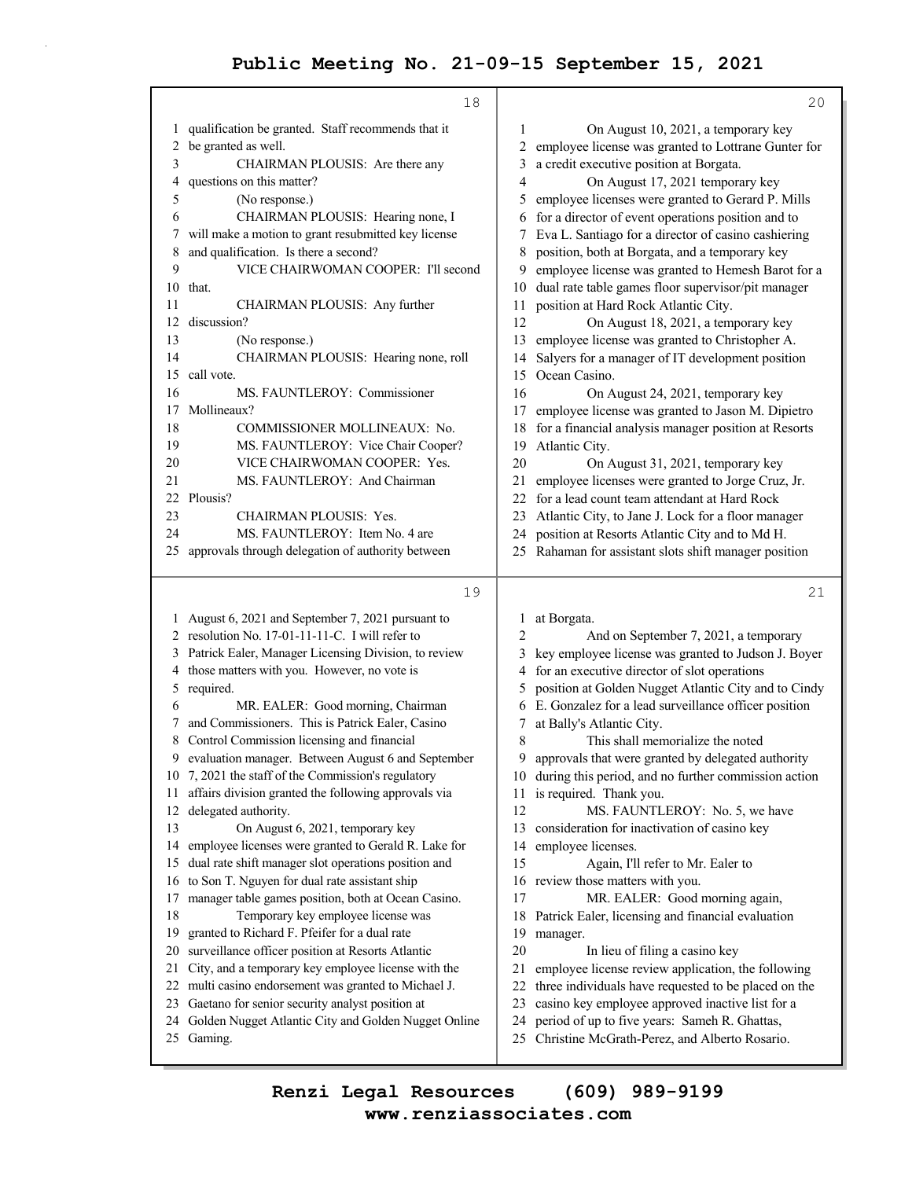qualification be granted. Staff recommends that it be granted as well.

CHAIRMAN PLOUSIS: Are there any questions on this matter?

(No response.)

CHAIRMAN PLOUSIS: Hearing none, I will make a motion to grant resubmitted key license and qualification. Is there a second?

VICE CHAIRWOMAN COOPER: I'll second that.

CHAIRMAN PLOUSIS: Any further discussion?

(No response.)

CHAIRMAN PLOUSIS: Hearing none, roll call vote.

MS. FAUNTLEROY: Commissioner Mollineaux?

COMMISSIONER MOLLINEAUX: No.

MS. FAUNTLEROY: Vice Chair Cooper?

VICE CHAIRWOMAN COOPER: Yes.

MS. FAUNTLEROY: And Chairman Plousis?

CHAIRMAN PLOUSIS: Yes.

MS. FAUNTLEROY: Item No. 4 are approvals through delegation of authority between August 6, 2021 and September 7, 2021 pursuant to resolution No. 17-01-11-11-C. I will refer to Patrick Ealer, Manager Licensing Division, to review those matters with you. However, no vote is required.

MR. EALER: Good morning, Chairman and Commissioners. This is Patrick Ealer, Casino Control Commission licensing and financial evaluation manager. Between August 6 and September 7, 2021 the staff of the Commission's regulatory affairs division granted the following approvals via delegated authority.

On August 6, 2021, temporary key employee licenses were granted to Gerald R. Lake for dual rate shift manager slot operations position and to Son T. Nguyen for dual rate assistant ship manager table games position, both at Ocean Casino.

Temporary key employee license was granted to Richard F. Pfeifer for a dual rate surveillance officer position at Resorts Atlantic City, and a temporary key employee license with the multi casino endorsement was granted to Michael J. Gaetano for senior security analyst position at Golden Nugget Atlantic City and Golden Nugget Online Gaming.

On August 10, 2021, a temporary key employee license was granted to Lottrane Gunter for a credit executive position at Borgata.

On August 17, 2021 temporary key employee licenses were granted to Gerard P. Mills for a director of event operations position and to Eva L. Santiago for a director of casino cashiering position, both at Borgata, and a temporary key employee license was granted to Hemesh Barot for a dual rate table games floor supervisor/pit manager position at Hard Rock Atlantic City.

On August 18, 2021, a temporary key employee license was granted to Christopher A. Salyers for a manager of IT development position Ocean Casino.

On August 24, 2021, temporary key employee license was granted to Jason M. Dipietro for a financial analysis manager position at Resorts Atlantic City.

On August 31, 2021, temporary key employee licenses were granted to Jorge Cruz, Jr. for a lead count team attendant at Hard Rock Atlantic City, to Jane J. Lock for a floor manager position at Resorts Atlantic City and to Md H. Rahaman for assistant slots shift manager position at Borgata.

And on September 7, 2021, a temporary key employee license was granted to Judson J. Boyer for an executive director of slot operations position at Golden Nugget Atlantic City and to Cindy E. Gonzalez for a lead surveillance officer position at Bally's Atlantic City.

This shall memorialize the noted approvals that were granted by delegated authority during this period, and no further commission action is required. Thank you.

MS. FAUNTLEROY: No. 5, we have consideration for inactivation of casino key employee licenses.

Again, I'll refer to Mr. Ealer to review those matters with you.

MR. EALER: Good morning again, Patrick Ealer, licensing and financial evaluation manager.

In lieu of filing a casino key employee license review application, the following three individuals have requested to be placed on the casino key employee approved inactive list for a period of up to five years: Sameh R. Ghattas, Christine McGrath-Perez, and Alberto Rosario.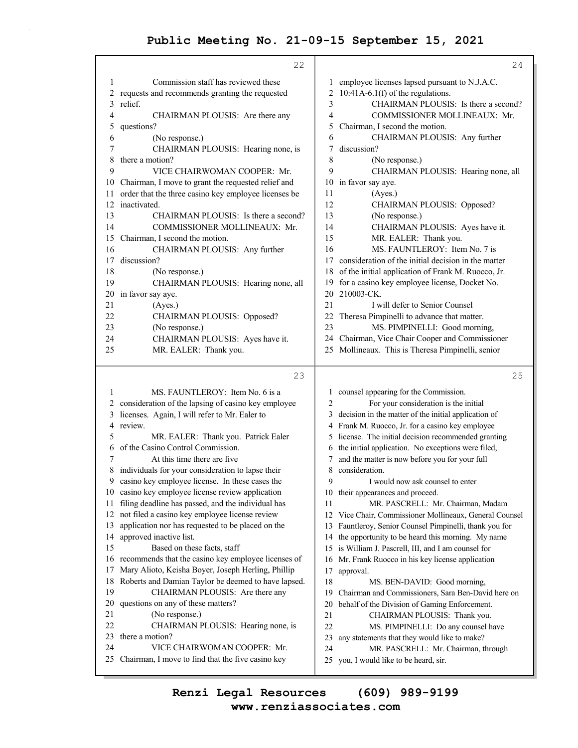Commission staff has reviewed these requests and recommends granting the requested relief.

CHAIRMAN PLOUSIS: Are there any questions?

(No response.)

CHAIRMAN PLOUSIS: Hearing none, is there a motion?

VICE CHAIRWOMAN COOPER: Mr. Chairman, I move to grant the requested relief and order that the three casino key employee licenses be inactivated.

CHAIRMAN PLOUSIS: Is there a second?

COMMISSIONER MOLLINEAUX: Mr. Chairman, I second the motion.

CHAIRMAN PLOUSIS: Any further discussion?

(No response.)

CHAIRMAN PLOUSIS: Hearing none, all in favor say aye.

(Ayes.)

CHAIRMAN PLOUSIS: Opposed?

(No response.)

CHAIRMAN PLOUSIS: Ayes have it.

MR. EALER: Thank you.

MS. FAUNTLEROY: Item No. 6 is a consideration of the lapsing of casino key employee licenses. Again, I will refer to Mr. Ealer to review.

MR. EALER: Thank you. Patrick Ealer of the Casino Control Commission.

At this time there are five individuals for your consideration to lapse their casino key employee license. In these cases the casino key employee license review application filing deadline has passed, and the individual has not filed a casino key employee license review application nor has requested to be placed on the approved inactive list.

Based on these facts, staff recommends that the casino key employee licenses of Mary Alioto, Keisha Boyer, Joseph Herling, Phillip Roberts and Damian Taylor be deemed to have lapsed.

CHAIRMAN PLOUSIS: Are there any questions on any of these matters?

(No response.)

CHAIRMAN PLOUSIS: Hearing none, is there a motion?

VICE CHAIRWOMAN COOPER: Mr. Chairman, I move to find that the five casino key employee licenses lapsed pursuant to N.J.A.C. 10:41A-6.1(f) of the regulations.

CHAIRMAN PLOUSIS: Is there a second?

COMMISSIONER MOLLINEAUX: Mr. Chairman, I second the motion.

CHAIRMAN PLOUSIS: Any further discussion?

(No response.)

CHAIRMAN PLOUSIS: Hearing none, all in favor say aye.

(Ayes.)

CHAIRMAN PLOUSIS: Opposed?

(No response.)

CHAIRMAN PLOUSIS: Ayes have it.

MR. EALER: Thank you.

MS. FAUNTLEROY: Item No. 7 is consideration of the initial decision in the matter of the initial application of Frank M. Ruocco, Jr. for a casino key employee license, Docket No. 210003-CK.

I will defer to Senior Counsel Theresa Pimpinelli to advance that matter.

MS. PIMPINELLI: Good morning, Chairman, Vice Chair Cooper and Commissioner Mollineaux. This is Theresa Pimpinelli, senior counsel appearing for the Commission.

For your consideration is the initial decision in the matter of the initial application of Frank M. Ruocco, Jr. for a casino key employee license. The initial decision recommended granting the initial application. No exceptions were filed, and the matter is now before you for your full consideration.

I would now ask counsel to enter their appearances and proceed.

MR. PASCRELL: Mr. Chairman, Madam Vice Chair, Commissioner Mollineaux, General Counsel Fauntleroy, Senior Counsel Pimpinelli, thank you for the opportunity to be heard this morning. My name is William J. Pascrell, III, and I am counsel for Mr. Frank Ruocco in his key license application approval.

MS. BEN-DAVID: Good morning, Chairman and Commissioners, Sara Ben-David here on behalf of the Division of Gaming Enforcement.

CHAIRMAN PLOUSIS: Thank you.

MS. PIMPINELLI: Do any counsel have any statements that they would like to make?

MR. PASCRELL: Mr. Chairman, through you, I would like to be heard, sir.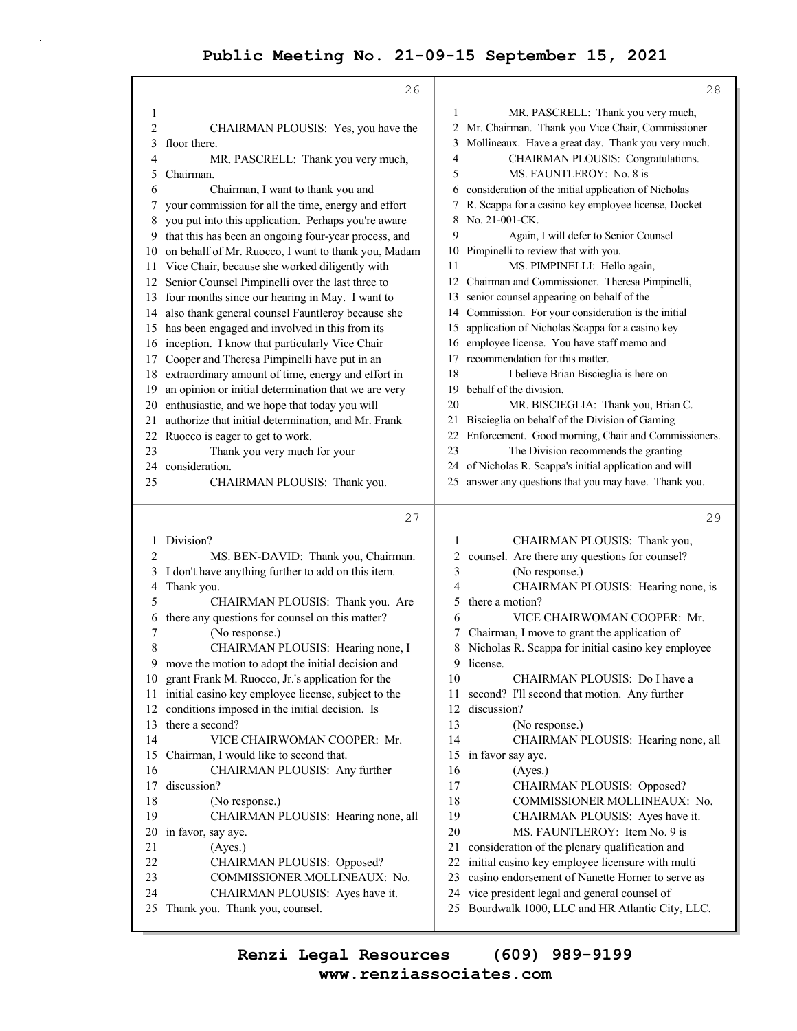CHAIRMAN PLOUSIS: Yes, you have the floor there.

MR. PASCRELL: Thank you very much, Chairman.

Chairman, I want to thank you and your commission for all the time, energy and effort you put into this application. Perhaps you're aware that this has been an ongoing four-year process, and on behalf of Mr. Ruocco, I want to thank you, Madam Vice Chair, because she worked diligently with Senior Counsel Pimpinelli over the last three to four months since our hearing in May. I want to also thank general counsel Fauntleroy because she has been engaged and involved in this from its inception. I know that particularly Vice Chair Cooper and Theresa Pimpinelli have put in an extraordinary amount of time, energy and effort in an opinion or initial determination that we are very enthusiastic, and we hope that today you will authorize that initial determination, and Mr. Frank Ruocco is eager to get to work.

Thank you very much for your consideration.

CHAIRMAN PLOUSIS: Thank you. Division?

MS. BEN-DAVID: Thank you, Chairman. I don't have anything further to add on this item. Thank you.

CHAIRMAN PLOUSIS: Thank you. Are there any questions for counsel on this matter?

(No response.)

CHAIRMAN PLOUSIS: Hearing none, I move the motion to adopt the initial decision and grant Frank M. Ruocco, Jr.'s application for the initial casino key employee license, subject to the conditions imposed in the initial decision. Is there a second?

VICE CHAIRWOMAN COOPER: Mr. Chairman, I would like to second that.

CHAIRMAN PLOUSIS: Any further discussion?

(No response.)

CHAIRMAN PLOUSIS: Hearing none, all in favor, say aye.

(Ayes.)

CHAIRMAN PLOUSIS: Opposed?

COMMISSIONER MOLLINEAUX: No.

CHAIRMAN PLOUSIS: Ayes have it. Thank you. Thank you, counsel.

MR. PASCRELL: Thank you very much, Mr. Chairman. Thank you Vice Chair, Commissioner Mollineaux. Have a great day. Thank you very much.

CHAIRMAN PLOUSIS: Congratulations.

MS. FAUNTLEROY: No. 8 is consideration of the initial application of Nicholas R. Scappa for a casino key employee license, Docket No. 21-001-CK.

Again, I will defer to Senior Counsel Pimpinelli to review that with you.

MS. PIMPINELLI: Hello again, Chairman and Commissioner. Theresa Pimpinelli, senior counsel appearing on behalf of the Commission. For your consideration is the initial application of Nicholas Scappa for a casino key employee license. You have staff memo and recommendation for this matter.

I believe Brian Biscieglia is here on behalf of the division.

MR. BISCIEGLIA: Thank you, Brian C. Biscieglia on behalf of the Division of Gaming Enforcement. Good morning, Chair and Commissioners.

The Division recommends the granting of Nicholas R. Scappa's initial application and will answer any questions that you may have. Thank you.

CHAIRMAN PLOUSIS: Thank you, counsel. Are there any questions for counsel?

(No response.)

CHAIRMAN PLOUSIS: Hearing none, is there a motion?

VICE CHAIRWOMAN COOPER: Mr. Chairman, I move to grant the application of Nicholas R. Scappa for initial casino key employee license.

CHAIRMAN PLOUSIS: Do I have a second? I'll second that motion. Any further discussion?

(No response.)

CHAIRMAN PLOUSIS: Hearing none, all in favor say aye.

(Ayes.)

CHAIRMAN PLOUSIS: Opposed?

COMMISSIONER MOLLINEAUX: No.

CHAIRMAN PLOUSIS: Ayes have it.

MS. FAUNTLEROY: Item No. 9 is consideration of the plenary qualification and initial casino key employee licensure with multi casino endorsement of Nanette Horner to serve as vice president legal and general counsel of Boardwalk 1000, LLC and HR Atlantic City, LLC.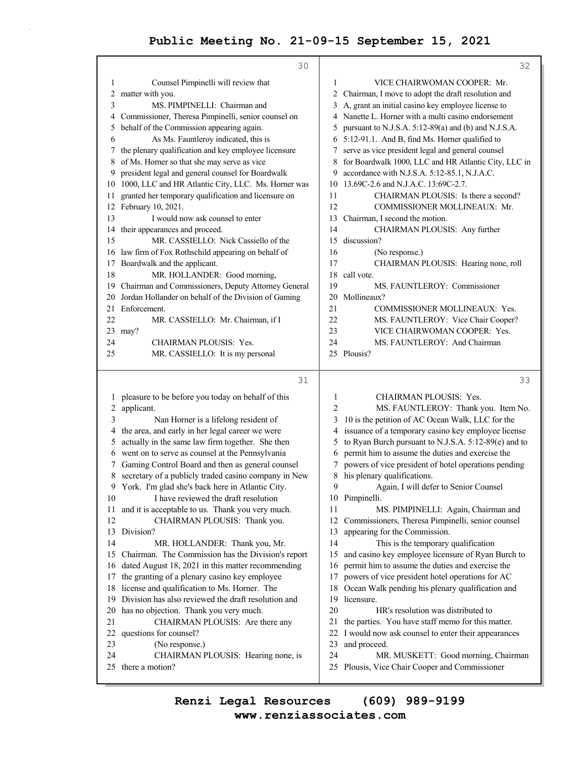Counsel Pimpinelli will review that matter with you.

MS. PIMPINELLI: Chairman and Commissioner, Theresa Pimpinelli, senior counsel on behalf of the Commission appearing again.

As Ms. Fauntleroy indicated, this is the plenary qualification and key employee licensure of Ms. Horner so that she may serve as vice president legal and general counsel for Boardwalk 1000, LLC and HR Atlantic City, LLC. Ms. Horner was granted her temporary qualification and licensure on February 10, 2021.

I would now ask counsel to enter their appearances and proceed.

MR. CASSIELLO: Nick Cassiello of the law firm of Fox Rothschild appearing on behalf of Boardwalk and the applicant.

MR. HOLLANDER: Good morning, Chairman and Commissioners, Deputy Attorney General Jordan Hollander on behalf of the Division of Gaming Enforcement.

MR. CASSIELLO: Mr. Chairman, if I may?

CHAIRMAN PLOUSIS: Yes.

MR. CASSIELLO: It is my personal pleasure to be before you today on behalf of this applicant.

Nan Horner is a lifelong resident of the area, and early in her legal career we were actually in the same law firm together. She then went on to serve as counsel at the Pennsylvania Gaming Control Board and then as general counsel secretary of a publicly traded casino company in New York. I'm glad she's back here in Atlantic City.

I have reviewed the draft resolution and it is acceptable to us. Thank you very much.

CHAIRMAN PLOUSIS: Thank you. Division?

MR. HOLLANDER: Thank you, Mr. Chairman. The Commission has the Division's report dated August 18, 2021 in this matter recommending the granting of a plenary casino key employee license and qualification to Ms. Horner. The Division has also reviewed the draft resolution and has no objection. Thank you very much.

CHAIRMAN PLOUSIS: Are there any questions for counsel?

(No response.)

CHAIRMAN PLOUSIS: Hearing none, is there a motion?

VICE CHAIRWOMAN COOPER: Mr. Chairman, I move to adopt the draft resolution and A, grant an initial casino key employee license to Nanette L. Horner with a multi casino endorsement pursuant to N.J.S.A. 5:12-89(a) and (b) and N.J.S.A. 5:12-91.1. And B, find Ms. Horner qualified to serve as vice president legal and general counsel for Boardwalk 1000, LLC and HR Atlantic City, LLC in accordance with N.J.S.A. 5:12-85.1, N.J.A.C. 13.69C-2.6 and N.J.A.C. 13:69C-2.7.

CHAIRMAN PLOUSIS: Is there a second?

COMMISSIONER MOLLINEAUX: Mr. Chairman, I second the motion.

CHAIRMAN PLOUSIS: Any further discussion?

(No response.)

CHAIRMAN PLOUSIS: Hearing none, roll call vote.

MS. FAUNTLEROY: Commissioner Mollineaux?

COMMISSIONER MOLLINEAUX: Yes.

MS. FAUNTLEROY: Vice Chair Cooper?

VICE CHAIRWOMAN COOPER: Yes.

MS. FAUNTLEROY: And Chairman Plousis?

CHAIRMAN PLOUSIS: Yes.

MS. FAUNTLEROY: Thank you. Item No. 10 is the petition of AC Ocean Walk, LLC for the issuance of a temporary casino key employee license to Ryan Burch pursuant to N.J.S.A. 5:12-89(e) and to permit him to assume the duties and exercise the powers of vice president of hotel operations pending his plenary qualifications.

Again, I will defer to Senior Counsel Pimpinelli.

MS. PIMPINELLI: Again, Chairman and Commissioners, Theresa Pimpinelli, senior counsel appearing for the Commission.

This is the temporary qualification and casino key employee licensure of Ryan Burch to permit him to assume the duties and exercise the powers of vice president hotel operations for AC Ocean Walk pending his plenary qualification and licensure.

HR's resolution was distributed to the parties. You have staff memo for this matter. I would now ask counsel to enter their appearances and proceed.

MR. MUSKETT: Good morning, Chairman Plousis, Vice Chair Cooper and Commissioner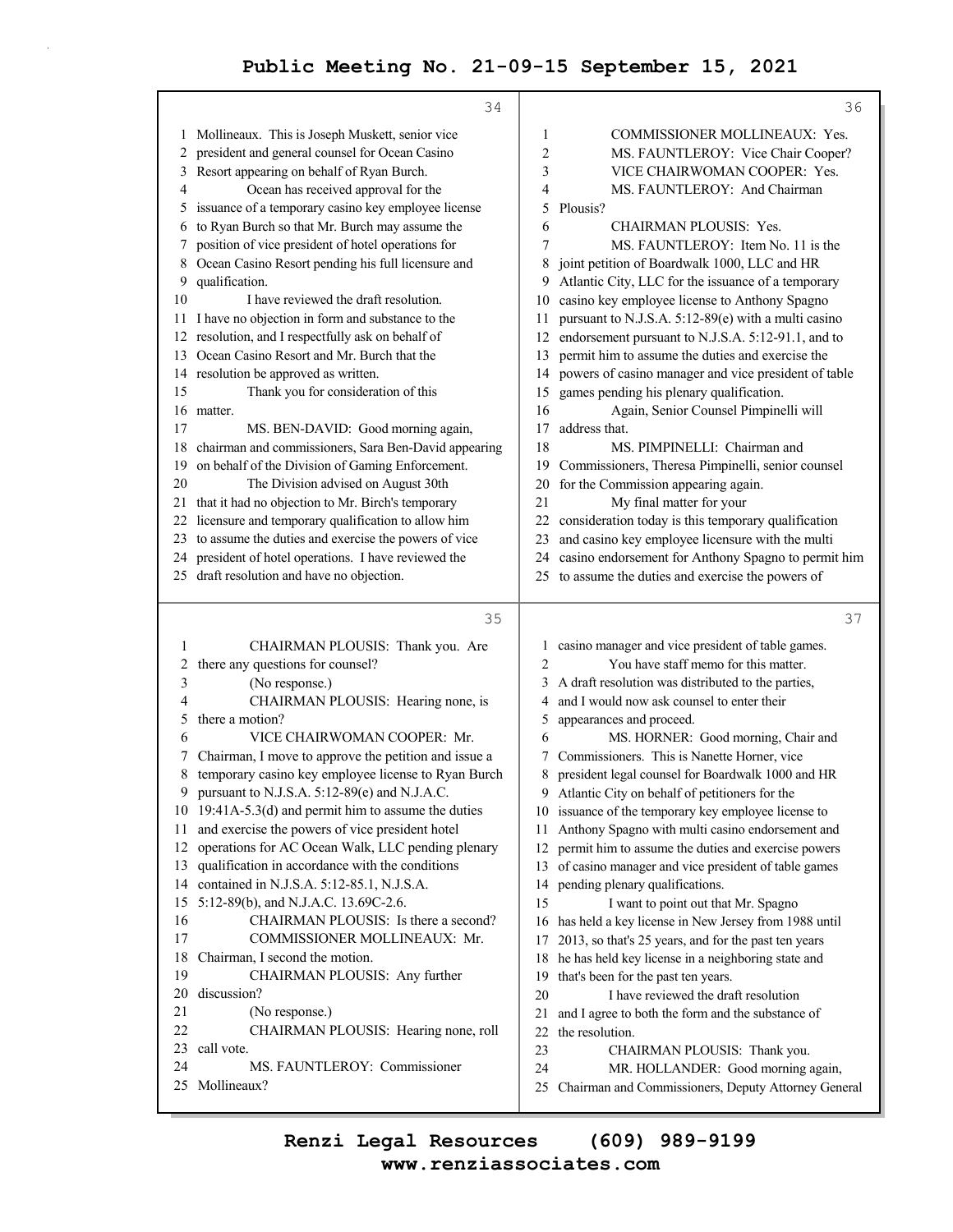Mollineaux. This is Joseph Muskett, senior vice president and general counsel for Ocean Casino Resort appearing on behalf of Ryan Burch.

Ocean has received approval for the issuance of a temporary casino key employee license to Ryan Burch so that Mr. Burch may assume the position of vice president of hotel operations for Ocean Casino Resort pending his full licensure and qualification.

I have reviewed the draft resolution. I have no objection in form and substance to the resolution, and I respectfully ask on behalf of Ocean Casino Resort and Mr. Burch that the resolution be approved as written.

Thank you for consideration of this matter.

MS. BEN-DAVID: Good morning again, chairman and commissioners, Sara Ben-David appearing on behalf of the Division of Gaming Enforcement.

The Division advised on August 30th that it had no objection to Mr. Birch's temporary licensure and temporary qualification to allow him to assume the duties and exercise the powers of vice president of hotel operations. I have reviewed the draft resolution and have no objection.

CHAIRMAN PLOUSIS: Thank you. Are there any questions for counsel?

(No response.)

CHAIRMAN PLOUSIS: Hearing none, is there a motion?

VICE CHAIRWOMAN COOPER: Mr. Chairman, I move to approve the petition and issue a temporary casino key employee license to Ryan Burch pursuant to N.J.S.A. 5:12-89(e) and N.J.A.C. 19:41A-5.3(d) and permit him to assume the duties and exercise the powers of vice president hotel operations for AC Ocean Walk, LLC pending plenary qualification in accordance with the conditions contained in N.J.S.A. 5:12-85.1, N.J.S.A. 5:12-89(b), and N.J.A.C. 13.69C-2.6.

CHAIRMAN PLOUSIS: Is there a second?

COMMISSIONER MOLLINEAUX: Mr. Chairman, I second the motion.

CHAIRMAN PLOUSIS: Any further discussion?

(No response.)

CHAIRMAN PLOUSIS: Hearing none, roll call vote.

MS. FAUNTLEROY: Commissioner Mollineaux?

COMMISSIONER MOLLINEAUX: Yes.

MS. FAUNTLEROY: Vice Chair Cooper?

VICE CHAIRWOMAN COOPER: Yes.

MS. FAUNTLEROY: And Chairman Plousis?

CHAIRMAN PLOUSIS: Yes.

MS. FAUNTLEROY: Item No. 11 is the joint petition of Boardwalk 1000, LLC and HR Atlantic City, LLC for the issuance of a temporary casino key employee license to Anthony Spagno pursuant to N.J.S.A. 5:12-89(e) with a multi casino endorsement pursuant to N.J.S.A. 5:12-91.1, and to permit him to assume the duties and exercise the powers of casino manager and vice president of table games pending his plenary qualification.

Again, Senior Counsel Pimpinelli will address that.

MS. PIMPINELLI: Chairman and Commissioners, Theresa Pimpinelli, senior counsel for the Commission appearing again.

My final matter for your consideration today is this temporary qualification and casino key employee licensure with the multi casino endorsement for Anthony Spagno to permit him to assume the duties and exercise the powers of casino manager and vice president of table games.

You have staff memo for this matter. A draft resolution was distributed to the parties, and I would now ask counsel to enter their appearances and proceed.

MS. HORNER: Good morning, Chair and Commissioners. This is Nanette Horner, vice president legal counsel for Boardwalk 1000 and HR Atlantic City on behalf of petitioners for the issuance of the temporary key employee license to Anthony Spagno with multi casino endorsement and permit him to assume the duties and exercise powers of casino manager and vice president of table games pending plenary qualifications.

I want to point out that Mr. Spagno has held a key license in New Jersey from 1988 until 2013, so that's 25 years, and for the past ten years he has held key license in a neighboring state and that's been for the past ten years.

I have reviewed the draft resolution and I agree to both the form and the substance of the resolution.

CHAIRMAN PLOUSIS: Thank you.

MR. HOLLANDER: Good morning again, Chairman and Commissioners, Deputy Attorney General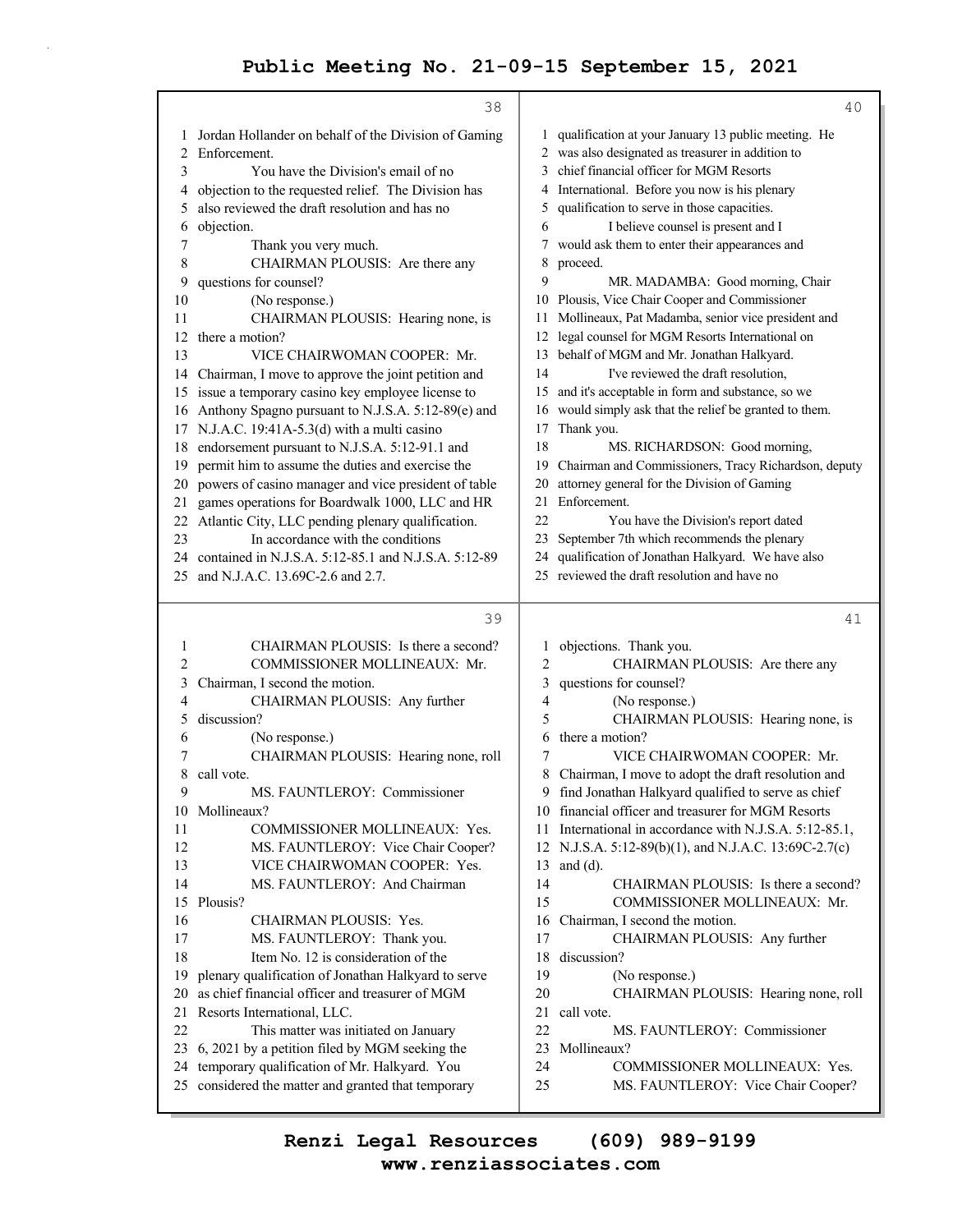Jordan Hollander on behalf of the Division of Gaming Enforcement.

You have the Division's email of no objection to the requested relief. The Division has also reviewed the draft resolution and has no objection.

Thank you very much.

CHAIRMAN PLOUSIS: Are there any questions for counsel?

(No response.)

CHAIRMAN PLOUSIS: Hearing none, is there a motion?

VICE CHAIRWOMAN COOPER: Mr. Chairman, I move to approve the joint petition and issue a temporary casino key employee license to Anthony Spagno pursuant to N.J.S.A. 5:12-89(e) and N.J.A.C. 19:41A-5.3(d) with a multi casino endorsement pursuant to N.J.S.A. 5:12-91.1 and permit him to assume the duties and exercise the powers of casino manager and vice president of table games operations for Boardwalk 1000, LLC and HR Atlantic City, LLC pending plenary qualification.

In accordance with the conditions contained in N.J.S.A. 5:12-85.1 and N.J.S.A. 5:12-89 and N.J.A.C. 13.69C-2.6 and 2.7.

CHAIRMAN PLOUSIS: Is there a second?

COMMISSIONER MOLLINEAUX: Mr. Chairman, I second the motion.

CHAIRMAN PLOUSIS: Any further discussion?

(No response.)

CHAIRMAN PLOUSIS: Hearing none, roll call vote.

MS. FAUNTLEROY: Commissioner Mollineaux?

COMMISSIONER MOLLINEAUX: Yes.

MS. FAUNTLEROY: Vice Chair Cooper?

VICE CHAIRWOMAN COOPER: Yes.

MS. FAUNTLEROY: And Chairman Plousis?

CHAIRMAN PLOUSIS: Yes.

MS. FAUNTLEROY: Thank you.

Item No. 12 is consideration of the plenary qualification of Jonathan Halkyard to serve as chief financial officer and treasurer of MGM Resorts International, LLC.

This matter was initiated on January 6, 2021 by a petition filed by MGM seeking the temporary qualification of Mr. Halkyard. You considered the matter and granted that temporary qualification at your January 13 public meeting. He was also designated as treasurer in addition to chief financial officer for MGM Resorts International. Before you now is his plenary qualification to serve in those capacities.

I believe counsel is present and I would ask them to enter their appearances and proceed.

MR. MADAMBA: Good morning, Chair Plousis, Vice Chair Cooper and Commissioner Mollineaux, Pat Madamba, senior vice president and legal counsel for MGM Resorts International on behalf of MGM and Mr. Jonathan Halkyard.

I've reviewed the draft resolution, and it's acceptable in form and substance, so we would simply ask that the relief be granted to them. Thank you.

MS. RICHARDSON: Good morning, Chairman and Commissioners, Tracy Richardson, deputy attorney general for the Division of Gaming Enforcement.

You have the Division's report dated September 7th which recommends the plenary qualification of Jonathan Halkyard. We have also reviewed the draft resolution and have no objections. Thank you.

CHAIRMAN PLOUSIS: Are there any questions for counsel?

(No response.)

CHAIRMAN PLOUSIS: Hearing none, is there a motion?

VICE CHAIRWOMAN COOPER: Mr. Chairman, I move to adopt the draft resolution and find Jonathan Halkyard qualified to serve as chief financial officer and treasurer for MGM Resorts International in accordance with N.J.S.A. 5:12-85.1, N.J.S.A. 5:12-89(b)(1), and N.J.A.C. 13:69C-2.7(c) and (d).

CHAIRMAN PLOUSIS: Is there a second?

COMMISSIONER MOLLINEAUX: Mr. Chairman, I second the motion.

CHAIRMAN PLOUSIS: Any further discussion?

(No response.)

CHAIRMAN PLOUSIS: Hearing none, roll call vote.

MS. FAUNTLEROY: Commissioner Mollineaux?

COMMISSIONER MOLLINEAUX: Yes.

MS. FAUNTLEROY: Vice Chair Cooper?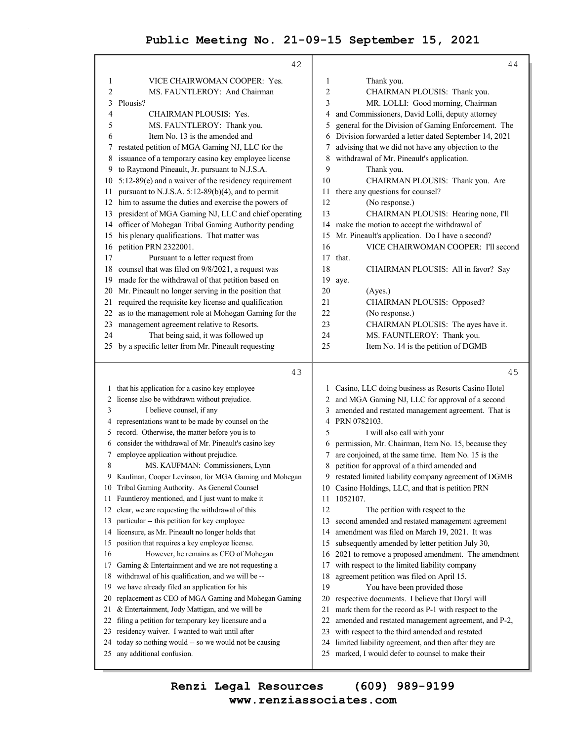42

1 VICE CHAIRWOMAN COOPER: Yes.
2 MS. FAUNTLEROY: And Chairman
3 Plousis?
4 CHAIRMAN PLOUSIS: Yes.
5 MS. FAUNTLEROY: Thank you.
6 Item No. 13 is the amended and
7 restated petition of MGA Gaming NJ, LLC for the
8 issuance of a temporary casino key employee license
9 to Raymond Pineault, Jr. pursuant to N.J.S.A.
10 5:12-89(e) and a waiver of the residency requirement
11 pursuant to N.J.S.A. 5:12-89(b)(4), and to permit
12 him to assume the duties and exercise the powers of
13 president of MGA Gaming NJ, LLC and chief operating
14 officer of Mohegan Tribal Gaming Authority pending
15 his plenary qualifications. That matter was
16 petition PRN 2322001.
17 Pursuant to a letter request from
18 counsel that was filed on 9/8/2021, a request was
19 made for the withdrawal of that petition based on
20 Mr. Pineault no longer serving in the position that
21 required the requisite key license and qualification
22 as to the management role at Mohegan Gaming for the
23 management agreement relative to Resorts.
24 That being said, it was followed up
25 by a specific letter from Mr. Pineault requesting

43

1 that his application for a casino key employee
2 license also be withdrawn without prejudice.
3 I believe counsel, if any
4 representations want to be made by counsel on the
5 record. Otherwise, the matter before you is to
6 consider the withdrawal of Mr. Pineault's casino key
7 employee application without prejudice.
8 MS. KAUFMAN: Commissioners, Lynn
9 Kaufman, Cooper Levinson, for MGA Gaming and Mohegan
10 Tribal Gaming Authority. As General Counsel
11 Fauntleroy mentioned, and I just want to make it
12 clear, we are requesting the withdrawal of this
13 particular -- this petition for key employee
14 licensure, as Mr. Pineault no longer holds that
15 position that requires a key employee license.
16 However, he remains as CEO of Mohegan
17 Gaming & Entertainment and we are not requesting a
18 withdrawal of his qualification, and we will be --
19 we have already filed an application for his
20 replacement as CEO of MGA Gaming and Mohegan Gaming
21 & Entertainment, Jody Mattigan, and we will be
22 filing a petition for temporary key licensure and a
23 residency waiver. I wanted to wait until after
24 today so nothing would -- so we would not be causing
25 any additional confusion.

44

1 Thank you.
2 CHAIRMAN PLOUSIS: Thank you.
3 MR. LOLLI: Good morning, Chairman
4 and Commissioners, David Lolli, deputy attorney
5 general for the Division of Gaming Enforcement. The
6 Division forwarded a letter dated September 14, 2021
7 advising that we did not have any objection to the
8 withdrawal of Mr. Pineault's application.
9 Thank you.
10 CHAIRMAN PLOUSIS: Thank you. Are
11 there any questions for counsel?
12 (No response.)
13 CHAIRMAN PLOUSIS: Hearing none, I'll
14 make the motion to accept the withdrawal of
15 Mr. Pineault's application. Do I have a second?
16 VICE CHAIRWOMAN COOPER: I'll second
17 that.
18 CHAIRMAN PLOUSIS: All in favor? Say
19 aye.
20 (Ayes.)
21 CHAIRMAN PLOUSIS: Opposed?
22 (No response.)
23 CHAIRMAN PLOUSIS: The ayes have it.
24 MS. FAUNTLEROY: Thank you.
25 Item No. 14 is the petition of DGMB

45

1 Casino, LLC doing business as Resorts Casino Hotel
2 and MGA Gaming NJ, LLC for approval of a second
3 amended and restated management agreement. That is
4 PRN 0782103.
5 I will also call with your
6 permission, Mr. Chairman, Item No. 15, because they
7 are conjoined, at the same time. Item No. 15 is the
8 petition for approval of a third amended and
9 restated limited liability company agreement of DGMB
10 Casino Holdings, LLC, and that is petition PRN
11 1052107.
12 The petition with respect to the
13 second amended and restated management agreement
14 amendment was filed on March 19, 2021. It was
15 subsequently amended by letter petition July 30,
16 2021 to remove a proposed amendment. The amendment
17 with respect to the limited liability company
18 agreement petition was filed on April 15.
19 You have been provided those
20 respective documents. I believe that Daryl will
21 mark them for the record as P-1 with respect to the
22 amended and restated management agreement, and P-2,
23 with respect to the third amended and restated
24 limited liability agreement, and then after they are
25 marked, I would defer to counsel to make their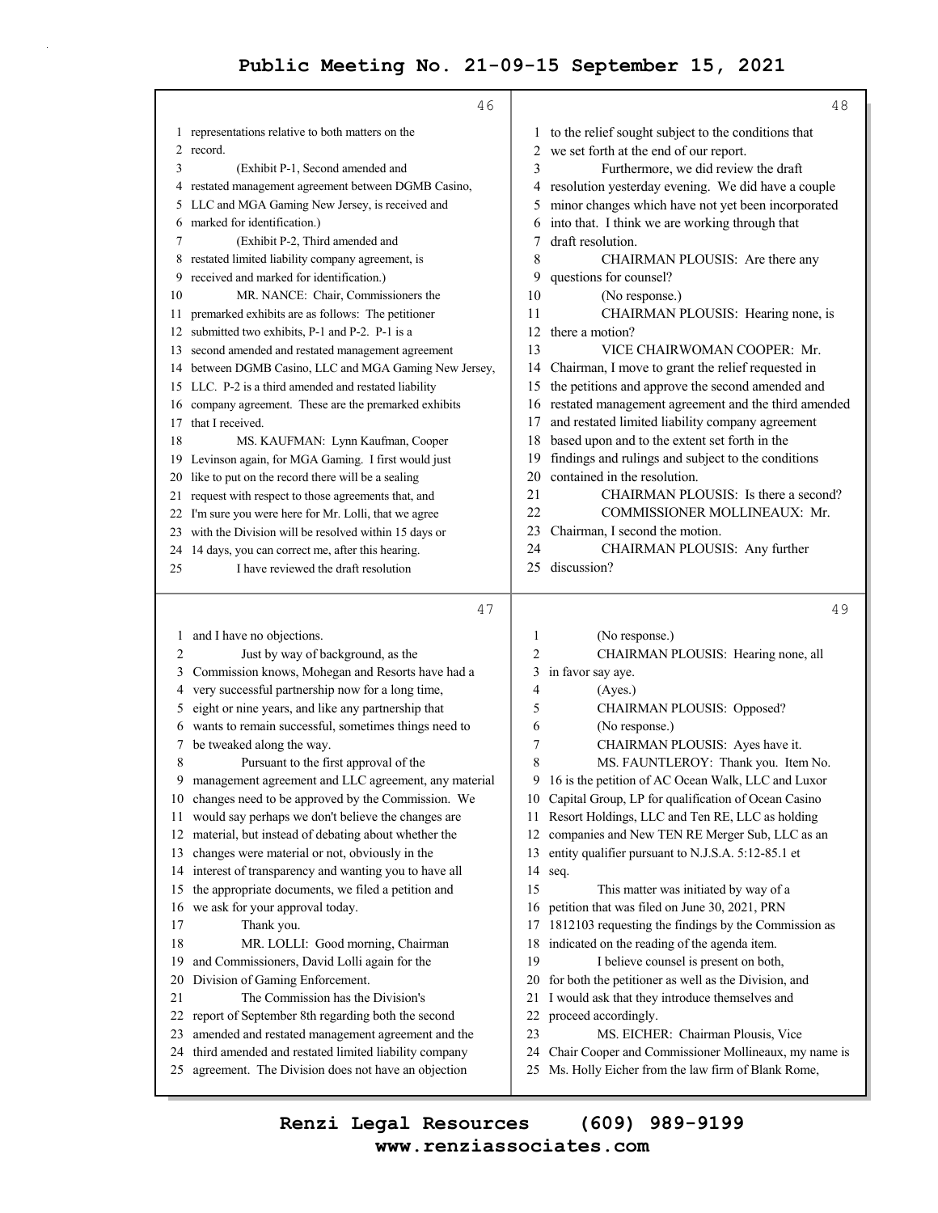representations relative to both matters on the record.

(Exhibit P-1, Second amended and restated management agreement between DGMB Casino, LLC and MGA Gaming New Jersey, is received and marked for identification.)

(Exhibit P-2, Third amended and restated limited liability company agreement, is received and marked for identification.)

MR. NANCE: Chair, Commissioners the premarked exhibits are as follows: The petitioner submitted two exhibits, P-1 and P-2. P-1 is a second amended and restated management agreement between DGMB Casino, LLC and MGA Gaming New Jersey, LLC. P-2 is a third amended and restated liability company agreement. These are the premarked exhibits that I received.

MS. KAUFMAN: Lynn Kaufman, Cooper Levinson again, for MGA Gaming. I first would just like to put on the record there will be a sealing request with respect to those agreements that, and I'm sure you were here for Mr. Lolli, that we agree with the Division will be resolved within 15 days or 14 days, you can correct me, after this hearing.

I have reviewed the draft resolution and I have no objections.

Just by way of background, as the Commission knows, Mohegan and Resorts have had a very successful partnership now for a long time, eight or nine years, and like any partnership that wants to remain successful, sometimes things need to be tweaked along the way.

Pursuant to the first approval of the management agreement and LLC agreement, any material changes need to be approved by the Commission. We would say perhaps we don't believe the changes are material, but instead of debating about whether the changes were material or not, obviously in the interest of transparency and wanting you to have all the appropriate documents, we filed a petition and we ask for your approval today.

Thank you.

MR. LOLLI: Good morning, Chairman and Commissioners, David Lolli again for the Division of Gaming Enforcement.

The Commission has the Division's report of September 8th regarding both the second amended and restated management agreement and the third amended and restated limited liability company agreement. The Division does not have an objection to the relief sought subject to the conditions that we set forth at the end of our report.

Furthermore, we did review the draft resolution yesterday evening. We did have a couple minor changes which have not yet been incorporated into that. I think we are working through that draft resolution.

CHAIRMAN PLOUSIS: Are there any questions for counsel?

(No response.)

CHAIRMAN PLOUSIS: Hearing none, is there a motion?

VICE CHAIRWOMAN COOPER: Mr. Chairman, I move to grant the relief requested in the petitions and approve the second amended and restated management agreement and the third amended and restated limited liability company agreement based upon and to the extent set forth in the findings and rulings and subject to the conditions contained in the resolution.

CHAIRMAN PLOUSIS: Is there a second?

COMMISSIONER MOLLINEAUX: Mr. Chairman, I second the motion.

CHAIRMAN PLOUSIS: Any further discussion?

(No response.)

CHAIRMAN PLOUSIS: Hearing none, all in favor say aye.

(Ayes.)

CHAIRMAN PLOUSIS: Opposed?

(No response.)

CHAIRMAN PLOUSIS: Ayes have it.

MS. FAUNTLEROY: Thank you. Item No. 16 is the petition of AC Ocean Walk, LLC and Luxor Capital Group, LP for qualification of Ocean Casino Resort Holdings, LLC and Ten RE, LLC as holding companies and New TEN RE Merger Sub, LLC as an entity qualifier pursuant to N.J.S.A. 5:12-85.1 et seq.

This matter was initiated by way of a petition that was filed on June 30, 2021, PRN 1812103 requesting the findings by the Commission as indicated on the reading of the agenda item.

I believe counsel is present on both, for both the petitioner as well as the Division, and I would ask that they introduce themselves and proceed accordingly.

MS. EICHER: Chairman Plousis, Vice Chair Cooper and Commissioner Mollineaux, my name is Ms. Holly Eicher from the law firm of Blank Rome,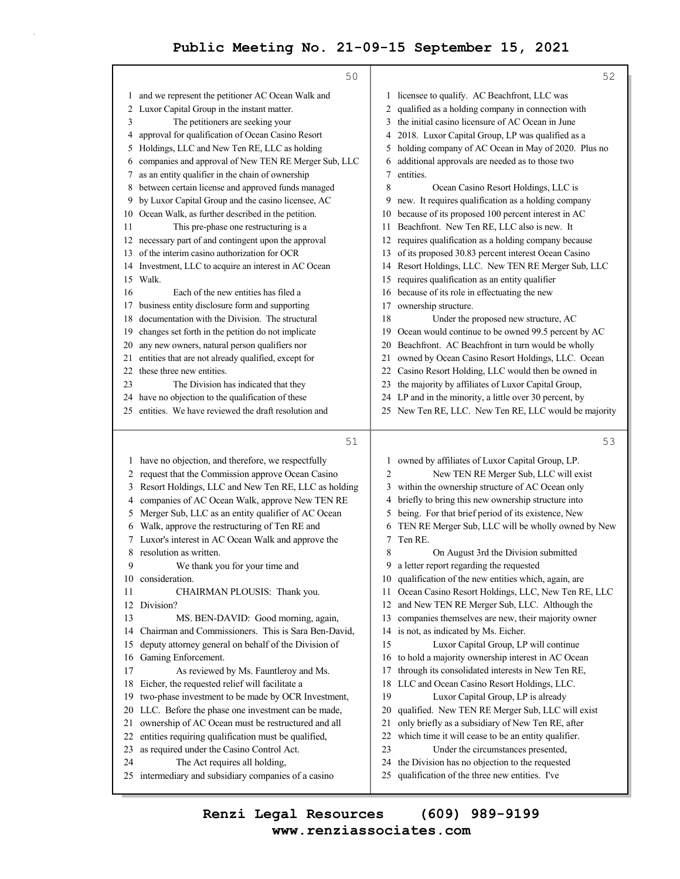and we represent the petitioner AC Ocean Walk and Luxor Capital Group in the instant matter.

The petitioners are seeking your approval for qualification of Ocean Casino Resort Holdings, LLC and New Ten RE, LLC as holding companies and approval of New TEN RE Merger Sub, LLC as an entity qualifier in the chain of ownership between certain license and approved funds managed by Luxor Capital Group and the casino licensee, AC Ocean Walk, as further described in the petition.

This pre-phase one restructuring is a necessary part of and contingent upon the approval of the interim casino authorization for OCR Investment, LLC to acquire an interest in AC Ocean Walk.

Each of the new entities has filed a business entity disclosure form and supporting documentation with the Division. The structural changes set forth in the petition do not implicate any new owners, natural person qualifiers nor entities that are not already qualified, except for these three new entities.

The Division has indicated that they have no objection to the qualification of these entities. We have reviewed the draft resolution and have no objection, and therefore, we respectfully request that the Commission approve Ocean Casino Resort Holdings, LLC and New Ten RE, LLC as holding companies of AC Ocean Walk, approve New TEN RE Merger Sub, LLC as an entity qualifier of AC Ocean Walk, approve the restructuring of Ten RE and Luxor's interest in AC Ocean Walk and approve the resolution as written.

We thank you for your time and consideration.

CHAIRMAN PLOUSIS: Thank you. Division?

MS. BEN-DAVID: Good morning, again, Chairman and Commissioners. This is Sara Ben-David, deputy attorney general on behalf of the Division of Gaming Enforcement.

As reviewed by Ms. Fauntleroy and Ms. Eicher, the requested relief will facilitate a two-phase investment to be made by OCR Investment, LLC. Before the phase one investment can be made, ownership of AC Ocean must be restructured and all entities requiring qualification must be qualified, as required under the Casino Control Act.

The Act requires all holding, intermediary and subsidiary companies of a casino licensee to qualify. AC Beachfront, LLC was qualified as a holding company in connection with the initial casino licensure of AC Ocean in June 2018. Luxor Capital Group, LP was qualified as a holding company of AC Ocean in May of 2020. Plus no additional approvals are needed as to those two entities.

Ocean Casino Resort Holdings, LLC is new. It requires qualification as a holding company because of its proposed 100 percent interest in AC Beachfront. New Ten RE, LLC also is new. It requires qualification as a holding company because of its proposed 30.83 percent interest Ocean Casino Resort Holdings, LLC. New TEN RE Merger Sub, LLC requires qualification as an entity qualifier because of its role in effectuating the new ownership structure.

Under the proposed new structure, AC Ocean would continue to be owned 99.5 percent by AC Beachfront. AC Beachfront in turn would be wholly owned by Ocean Casino Resort Holdings, LLC. Ocean Casino Resort Holding, LLC would then be owned in the majority by affiliates of Luxor Capital Group, LP and in the minority, a little over 30 percent, by New Ten RE, LLC. New Ten RE, LLC would be majority owned by affiliates of Luxor Capital Group, LP.

New TEN RE Merger Sub, LLC will exist within the ownership structure of AC Ocean only briefly to bring this new ownership structure into being. For that brief period of its existence, New TEN RE Merger Sub, LLC will be wholly owned by New Ten RE.

On August 3rd the Division submitted a letter report regarding the requested qualification of the new entities which, again, are Ocean Casino Resort Holdings, LLC, New Ten RE, LLC and New TEN RE Merger Sub, LLC. Although the companies themselves are new, their majority owner is not, as indicated by Ms. Eicher.

Luxor Capital Group, LP will continue to hold a majority ownership interest in AC Ocean through its consolidated interests in New Ten RE, LLC and Ocean Casino Resort Holdings, LLC.

Luxor Capital Group, LP is already qualified. New TEN RE Merger Sub, LLC will exist only briefly as a subsidiary of New Ten RE, after which time it will cease to be an entity qualifier.

Under the circumstances presented, the Division has no objection to the requested qualification of the three new entities. I've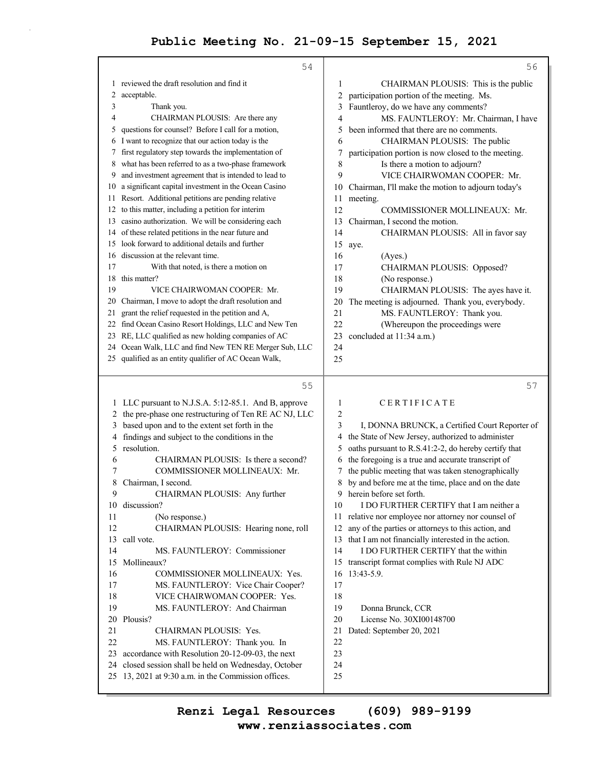reviewed the draft resolution and find it acceptable.

Thank you.

CHAIRMAN PLOUSIS: Are there any questions for counsel? Before I call for a motion, I want to recognize that our action today is the first regulatory step towards the implementation of what has been referred to as a two-phase framework and investment agreement that is intended to lead to a significant capital investment in the Ocean Casino Resort. Additional petitions are pending relative to this matter, including a petition for interim casino authorization. We will be considering each of these related petitions in the near future and look forward to additional details and further discussion at the relevant time.

With that noted, is there a motion on this matter?

VICE CHAIRWOMAN COOPER: Mr. Chairman, I move to adopt the draft resolution and grant the relief requested in the petition and A, find Ocean Casino Resort Holdings, LLC and New Ten RE, LLC qualified as new holding companies of AC Ocean Walk, LLC and find New TEN RE Merger Sub, LLC qualified as an entity qualifier of AC Ocean Walk, LLC pursuant to N.J.S.A. 5:12-85.1. And B, approve the pre-phase one restructuring of Ten RE AC NJ, LLC based upon and to the extent set forth in the findings and subject to the conditions in the resolution.

CHAIRMAN PLOUSIS: Is there a second?

COMMISSIONER MOLLINEAUX: Mr. Chairman, I second.

CHAIRMAN PLOUSIS: Any further discussion?

(No response.)

CHAIRMAN PLOUSIS: Hearing none, roll call vote.

MS. FAUNTLEROY: Commissioner Mollineaux?

COMMISSIONER MOLLINEAUX: Yes.

MS. FAUNTLEROY: Vice Chair Cooper?

VICE CHAIRWOMAN COOPER: Yes.

MS. FAUNTLEROY: And Chairman Plousis?

CHAIRMAN PLOUSIS: Yes.

MS. FAUNTLEROY: Thank you. In accordance with Resolution 20-12-09-03, the next closed session shall be held on Wednesday, October 13, 2021 at 9:30 a.m. in the Commission offices.

CHAIRMAN PLOUSIS: This is the public participation portion of the meeting. Ms. Fauntleroy, do we have any comments?

MS. FAUNTLEROY: Mr. Chairman, I have been informed that there are no comments.

CHAIRMAN PLOUSIS: The public participation portion is now closed to the meeting.

Is there a motion to adjourn?

VICE CHAIRWOMAN COOPER: Mr. Chairman, I'll make the motion to adjourn today's meeting.

COMMISSIONER MOLLINEAUX: Mr. Chairman, I second the motion.

CHAIRMAN PLOUSIS: All in favor say aye.

(Ayes.)

CHAIRMAN PLOUSIS: Opposed?

(No response.)

CHAIRMAN PLOUSIS: The ayes have it. The meeting is adjourned. Thank you, everybody.

MS. FAUNTLEROY: Thank you.

(Whereupon the proceedings were concluded at 11:34 a.m.)

## C E R T I F I C A T E

I, DONNA BRUNCK, a Certified Court Reporter of the State of New Jersey, authorized to administer oaths pursuant to R.S.41:2-2, do hereby certify that the foregoing is a true and accurate transcript of the public meeting that was taken stenographically by and before me at the time, place and on the date herein before set forth.

I DO FURTHER CERTIFY that I am neither a relative nor employee nor attorney nor counsel of any of the parties or attorneys to this action, and that I am not financially interested in the action.

I DO FURTHER CERTIFY that the within transcript format complies with Rule NJ ADC 13:43-5.9.

Donna Brunck, CCR
License No. 30XI00148700
Dated: September 20, 2021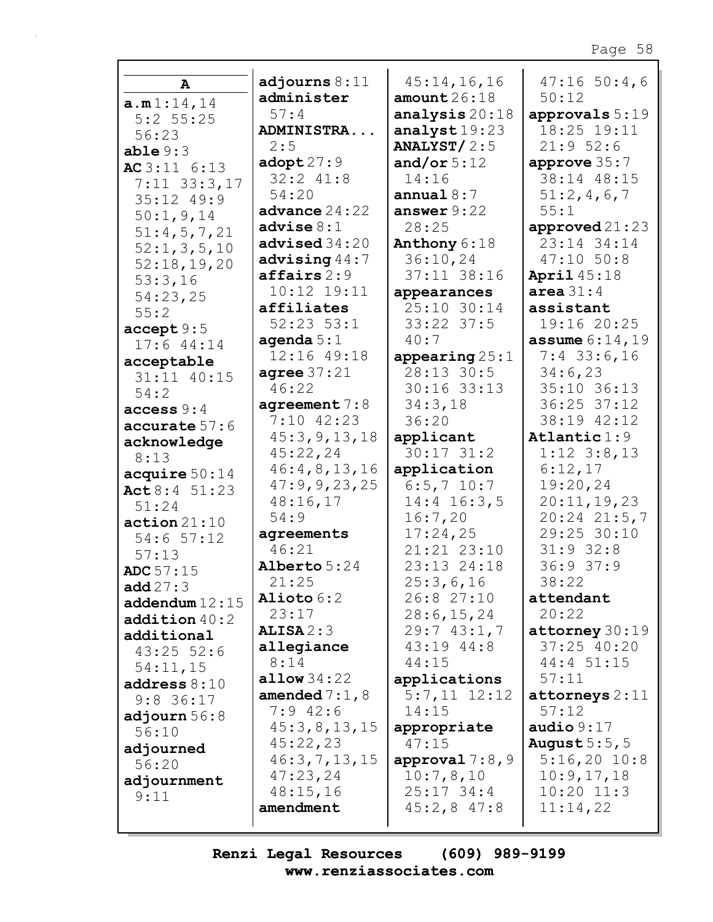## A

**a.m** 1:14,14 5:2 55:25 56:23
**able** 9:3
**AC** 3:11 6:13 7:11 33:3,17 35:12 49:9 50:1,9,14 51:4,5,7,21 52:1,3,5,10 52:18,19,20 53:3,16 54:23,25 55:2
**accept** 9:5 17:6 44:14
**acceptable** 31:11 40:15 54:2
**access** 9:4
**accurate** 57:6
**acknowledge** 8:13
**acquire** 50:14
**Act** 8:4 51:23 51:24
**action** 21:10 54:6 57:12 57:13
**ADC** 57:15
**add** 27:3
**addendum** 12:15
**addition** 40:2
**additional** 43:25 52:6 54:11,15
**address** 8:10 9:8 36:17
**adjourn** 56:8 56:10
**adjourned** 56:20
**adjournment** 9:11
**adjourns** 8:11
**administer** 57:4
**ADMINISTRA...** 2:5
**adopt** 27:9 32:2 41:8 54:20
**advance** 24:22
**advise** 8:1
**advised** 34:20
**advising** 44:7
**affairs** 2:9 10:12 19:11
**affiliates** 52:23 53:1
**agenda** 5:1 12:16 49:18
**agree** 37:21 46:22
**agreement** 7:8 7:10 42:23 45:3,9,13,18 45:22,24 46:4,8,13,16 47:9,9,23,25 48:16,17 54:9
**agreements** 46:21
**Alberto** 5:24 21:25
**Alioto** 6:2 23:17
**ALISA** 2:3
**allegiance** 8:14
**allow** 34:22
**amended** 7:1,8 7:9 42:6 45:3,8,13,15 45:22,23 46:3,7,13,15 47:23,24 48:15,16
**amendment** 45:14,16,16
**amount** 26:18
**analysis** 20:18
**analyst** 19:23
**ANALYST/** 2:5
**and/or** 5:12 14:16
**annual** 8:7
**answer** 9:22 28:25
**Anthony** 6:18 36:10,24 37:11 38:16
**appearances** 25:10 30:14 33:22 37:5 40:7
**appearing** 25:1 28:13 30:5 30:16 33:13 34:3,18 36:20
**applicant** 30:17 31:2
**application** 6:5,7 10:7 14:4 16:3,5 16:7,20 17:24,25 21:21 23:10 23:13 24:18 25:3,6,16 26:8 27:10 28:6,15,24 29:7 43:1,7 43:19 44:8 44:15
**applications** 5:7,11 12:12 14:15
**appropriate** 47:15
**approval** 7:8,9 10:7,8,10 25:17 34:4 45:2,8 47:8 47:16 50:4,6 50:12
**approvals** 5:19 18:25 19:11 21:9 52:6
**approve** 35:7 38:14 48:15 51:2,4,6,7 55:1
**approved** 21:23 23:14 34:14 47:10 50:8
**April** 45:18
**area** 31:4
**assistant** 19:16 20:25
**assume** 6:14,19 7:4 33:6,16 34:6,23 35:10 36:13 36:25 37:12 38:19 42:12
**Atlantic** 1:9 1:12 3:8,13 6:12,17 19:20,24 20:11,19,23 20:24 21:5,7 29:25 30:10 31:9 32:8 36:9 37:9 38:22
**attendant** 20:22
**attorney** 30:19 37:25 40:20 44:4 51:15 57:11
**attorneys** 2:11 57:12
**audio** 9:17
**August** 5:5,5 5:16,20 10:8 10:9,17,18 10:20 11:3 11:14,22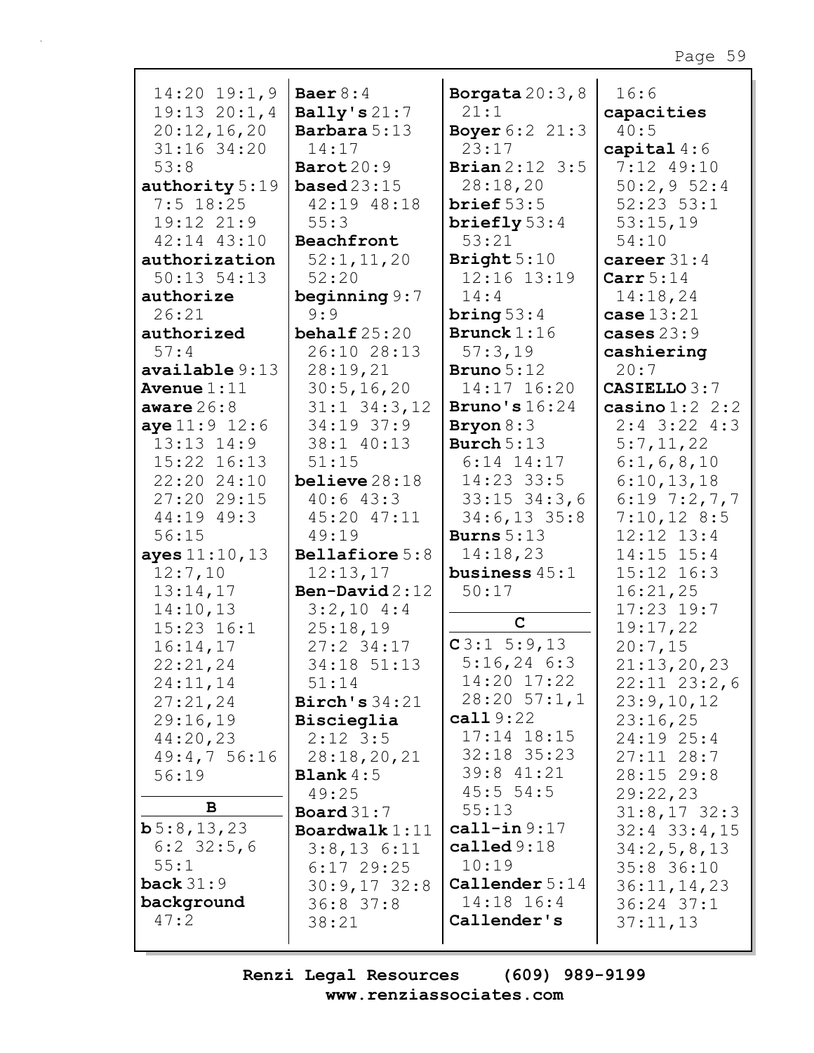14:20 19:1,9 19:13 20:1,4 20:12,16,20 31:16 34:20 53:8

**authority** 5:19 7:5 18:25 19:12 21:9 42:14 43:10

**authorization** 50:13 54:13

**authorize** 26:21

**authorized** 57:4

**available** 9:13

**Avenue** 1:11

**aware** 26:8

**aye** 11:9 12:6 13:13 14:9 15:22 16:13 22:20 24:10 27:20 29:15 44:19 49:3 56:15

**ayes** 11:10,13 12:7,10 13:14,17 14:10,13 15:23 16:1 16:14,17 22:21,24 24:11,14 27:21,24 29:16,19 44:20,23 49:4,7 56:16 56:19

**B**

**b** 5:8,13,23 6:2 32:5,6 55:1

**back** 31:9

**background** 47:2

**Baer** 8:4

**Bally's** 21:7

**Barbara** 5:13 14:17

**Barot** 20:9

**based** 23:15 42:19 48:18 55:3

**Beachfront** 52:1,11,20 52:20

**beginning** 9:7 9:9

**behalf** 25:20 26:10 28:13 28:19,21 30:5,16,20 31:1 34:3,12 34:19 37:9 38:1 40:13 51:15

**believe** 28:18 40:6 43:3 45:20 47:11 49:19

**Bellafiore** 5:8 12:13,17

**Ben-David** 2:12 3:2,10 4:4 25:18,19 27:2 34:17 34:18 51:13 51:14

**Birch's** 34:21

**Biscieglia** 2:12 3:5 28:18,20,21

**Blank** 4:5 49:25

**Board** 31:7

**Boardwalk** 1:11 3:8,13 6:11 6:17 29:25 30:9,17 32:8 36:8 37:8 38:21

**Borgata** 20:3,8 21:1

**Boyer** 6:2 21:3 23:17

**Brian** 2:12 3:5 28:18,20

**brief** 53:5

**briefly** 53:4 53:21

**Bright** 5:10 12:16 13:19 14:4

**bring** 53:4

**Brunck** 1:16 57:3,19

**Bruno** 5:12 14:17 16:20

**Bruno's** 16:24

**Bryon** 8:3

**Burch** 5:13 6:14 14:17 14:23 33:5 33:15 34:3,6 34:6,13 35:8

**Burns** 5:13 14:18,23

**business** 45:1 50:17

**C**

**C** 3:1 5:9,13 5:16,24 6:3 14:20 17:22 28:20 57:1,1

**call** 9:22 17:14 18:15 32:18 35:23 39:8 41:21 45:5 54:5 55:13

**call-in** 9:17

**called** 9:18 10:19

**Callender** 5:14 14:18 16:4

**Callender's** 16:6

**capacities** 40:5

**capital** 4:6 7:12 49:10 50:2,9 52:4 52:23 53:1 53:15,19 54:10

**career** 31:4

**Carr** 5:14 14:18,24

**case** 13:21

**cases** 23:9

**cashiering** 20:7

**CASIELLO** 3:7

**casino** 1:2 2:2 2:4 3:22 4:3 5:7,11,22 6:1,6,8,10 6:10,13,18 6:19 7:2,7,7 7:10,12 8:5 12:12 13:4 14:15 15:4 15:12 16:3 16:21,25 17:23 19:7 19:17,22 20:7,15 21:13,20,23 22:11 23:2,6 23:9,10,12 23:16,25 24:19 25:4 27:11 28:7 28:15 29:8 29:22,23 31:8,17 32:3 32:4 33:4,15 34:2,5,8,13 35:8 36:10 36:11,14,23 36:24 37:1 37:11,13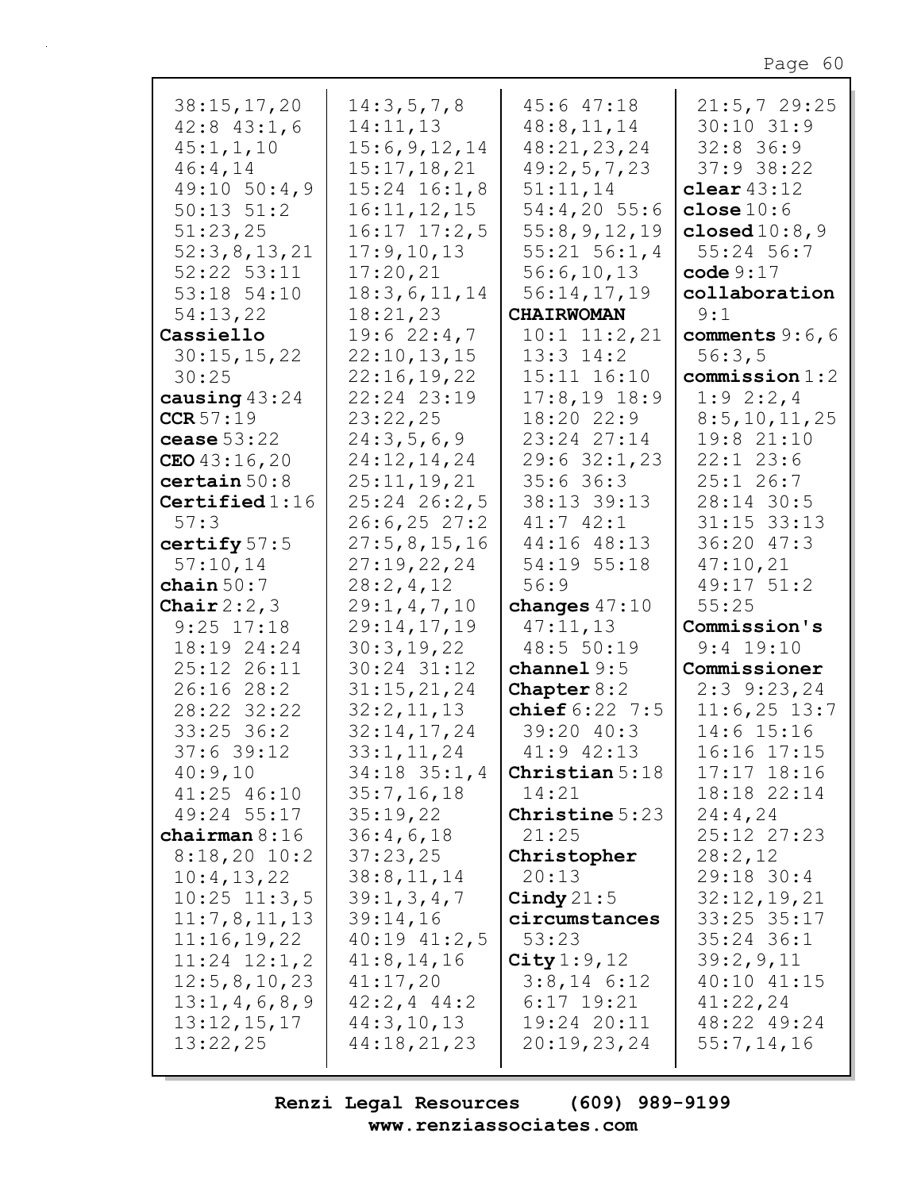38:15,17,20
42:8 43:1,6
45:1,1,10
46:4,14
49:10 50:4,9
50:13 51:2
51:23,25
52:3,8,13,21
52:22 53:11
53:18 54:10
54:13,22

**Cassiello**
30:15,15,22
30:25

**causing** 43:24

**CCR** 57:19

**cease** 53:22

**CEO** 43:16,20

**certain** 50:8

**Certified** 1:16
57:3

**certify** 57:5
57:10,14

**chain** 50:7

**Chair** 2:2,3
9:25 17:18
18:19 24:24
25:12 26:11
26:16 28:2
28:22 32:22
33:25 36:2
37:6 39:12
40:9,10
41:25 46:10
49:24 55:17

**chairman** 8:16
8:18,20 10:2
10:4,13,22
10:25 11:3,5
11:7,8,11,13
11:16,19,22
11:24 12:1,2
12:5,8,10,23
13:1,4,6,8,9
13:12,15,17
13:22,25
14:3,5,7,8
14:11,13
15:6,9,12,14
15:17,18,21
15:24 16:1,8
16:11,12,15
16:17 17:2,5
17:9,10,13
17:20,21
18:3,6,11,14
18:21,23
19:6 22:4,7
22:10,13,15
22:16,19,22
22:24 23:19
23:22,25
24:3,5,6,9
24:12,14,24
25:11,19,21
25:24 26:2,5
26:6,25 27:2
27:5,8,15,16
27:19,22,24
28:2,4,12
29:1,4,7,10
29:14,17,19
30:3,19,22
30:24 31:12
31:15,21,24
32:2,11,13
32:14,17,24
33:1,11,24
34:18 35:1,4
35:7,16,18
35:19,22
36:4,6,18
37:23,25
38:8,11,14
39:1,3,4,7
39:14,16
40:19 41:2,5
41:8,14,16
41:17,20
42:2,4 44:2
44:3,10,13
44:18,21,23
45:6 47:18
48:8,11,14
48:21,23,24
49:2,5,7,23
51:11,14
54:4,20 55:6
55:8,9,12,19
55:21 56:1,4
56:6,10,13
56:14,17,19

**CHAIRWOMAN**
10:1 11:2,21
13:3 14:2
15:11 16:10
17:8,19 18:9
18:20 22:9
23:24 27:14
29:6 32:1,23
35:6 36:3
38:13 39:13
41:7 42:1
44:16 48:13
54:19 55:18
56:9

**changes** 47:10
47:11,13
48:5 50:19

**channel** 9:5

**Chapter** 8:2

**chief** 6:22 7:5
39:20 40:3
41:9 42:13

**Christian** 5:18
14:21

**Christine** 5:23
21:25

**Christopher**
20:13

**Cindy** 21:5

**circumstances**
53:23

**City** 1:9,12
3:8,14 6:12
6:17 19:21
19:24 20:11
20:19,23,24
21:5,7 29:25
30:10 31:9
32:8 36:9
37:9 38:22

**clear** 43:12

**close** 10:6

**closed** 10:8,9
55:24 56:7

**code** 9:17

**collaboration**
9:1

**comments** 9:6,6
56:3,5

**commission** 1:2
1:9 2:2,4
8:5,10,11,25
19:8 21:10
22:1 23:6
25:1 26:7
28:14 30:5
31:15 33:13
36:20 47:3
47:10,21
49:17 51:2
55:25

**Commission's**
9:4 19:10

**Commissioner**
2:3 9:23,24
11:6,25 13:7
14:6 15:16
16:16 17:15
17:17 18:16
18:18 22:14
24:4,24
25:12 27:23
28:2,12
29:18 30:4
32:12,19,21
33:25 35:17
35:24 36:1
39:2,9,11
40:10 41:15
41:22,24
48:22 49:24
55:7,14,16

Renzi Legal Resources (609) 989-9199
www.renziassociates.com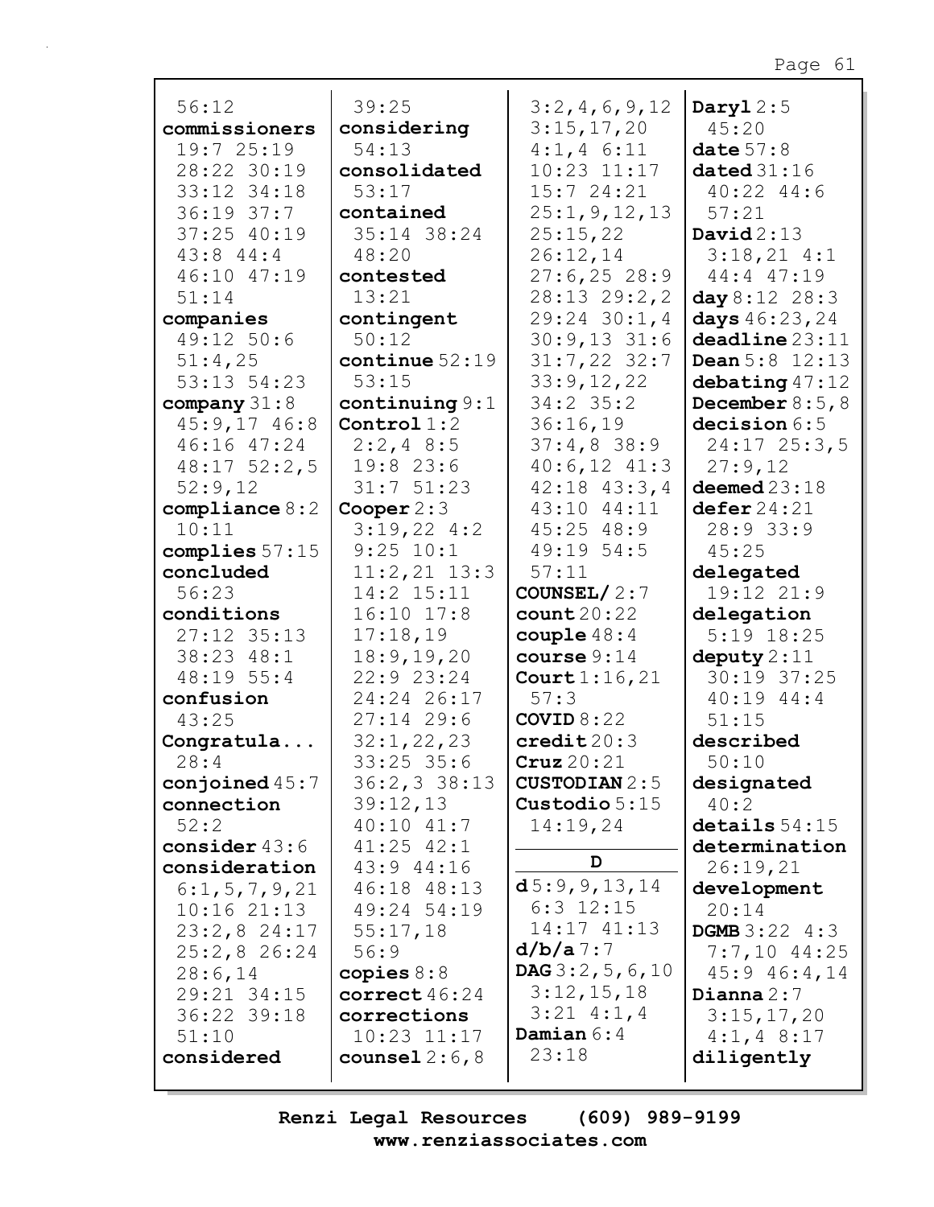56:12
**commissioners** 19:7 25:19 28:22 30:19 33:12 34:18 36:19 37:7 37:25 40:19 43:8 44:4 46:10 47:19 51:14
**companies** 49:12 50:6 51:4,25 53:13 54:23
**company** 31:8 45:9,17 46:8 46:16 47:24 48:17 52:2,5 52:9,12
**compliance** 8:2 10:11
**complies** 57:15
**concluded** 56:23
**conditions** 27:12 35:13 38:23 48:1 48:19 55:4
**confusion** 43:25
**Congratula...** 28:4
**conjoined** 45:7
**connection** 52:2
**consider** 43:6
**consideration** 6:1,5,7,9,21 10:16 21:13 23:2,8 24:17 25:2,8 26:24 28:6,14 29:21 34:15 36:22 39:18 51:10
**considered** 39:25
**considering** 54:13
**consolidated** 53:17
**contained** 35:14 38:24 48:20
**contested** 13:21
**contingent** 50:12
**continue** 52:19 53:15
**continuing** 9:1
**Control** 1:2 2:2,4 8:5 19:8 23:6 31:7 51:23
**Cooper** 2:3 3:19,22 4:2 9:25 10:1 11:2,21 13:3 14:2 15:11 16:10 17:8 17:18,19 18:9,19,20 22:9 23:24 24:24 26:17 27:14 29:6 32:1,22,23 33:25 35:6 36:2,3 38:13 39:12,13 40:10 41:7 41:25 42:1 43:9 44:16 46:18 48:13 49:24 54:19 55:17,18 56:9
**copies** 8:8
**correct** 46:24
**corrections** 10:23 11:17
**counsel** 2:6,8 3:2,4,6,9,12 3:15,17,20 4:1,4 6:11 10:23 11:17 15:7 24:21 25:1,9,12,13 25:15,22 26:12,14 27:6,25 28:9 28:13 29:2,2 29:24 30:1,4 30:9,13 31:6 31:7,22 32:7 33:9,12,22 34:2 35:2 36:16,19 37:4,8 38:9 40:6,12 41:3 42:18 43:3,4 43:10 44:11 45:25 48:9 49:19 54:5 57:11
**COUNSEL/** 2:7
**count** 20:22
**couple** 48:4
**course** 9:14
**Court** 1:16,21 57:3
**COVID** 8:22
**credit** 20:3
**Cruz** 20:21
**CUSTODIAN** 2:5
**Custodio** 5:15 14:19,24

**D**

**d** 5:9,9,13,14 6:3 12:15 14:17 41:13
**d/b/a** 7:7
**DAG** 3:2,5,6,10 3:12,15,18 3:21 4:1,4
**Damian** 6:4 23:18
**Daryl** 2:5 45:20
**date** 57:8
**dated** 31:16 40:22 44:6 57:21
**David** 2:13 3:18,21 4:1 44:4 47:19
**day** 8:12 28:3
**days** 46:23,24
**deadline** 23:11
**Dean** 5:8 12:13
**debating** 47:12
**December** 8:5,8
**decision** 6:5 24:17 25:3,5 27:9,12
**deemed** 23:18
**defer** 24:21 28:9 33:9 45:25
**delegated** 19:12 21:9
**delegation** 5:19 18:25
**deputy** 2:11 30:19 37:25 40:19 44:4 51:15
**described** 50:10
**designated** 40:2
**details** 54:15
**determination** 26:19,21
**development** 20:14
**DGMB** 3:22 4:3 7:7,10 44:25 45:9 46:4,14
**Dianna** 2:7 3:15,17,20 4:1,4 8:17
**diligently**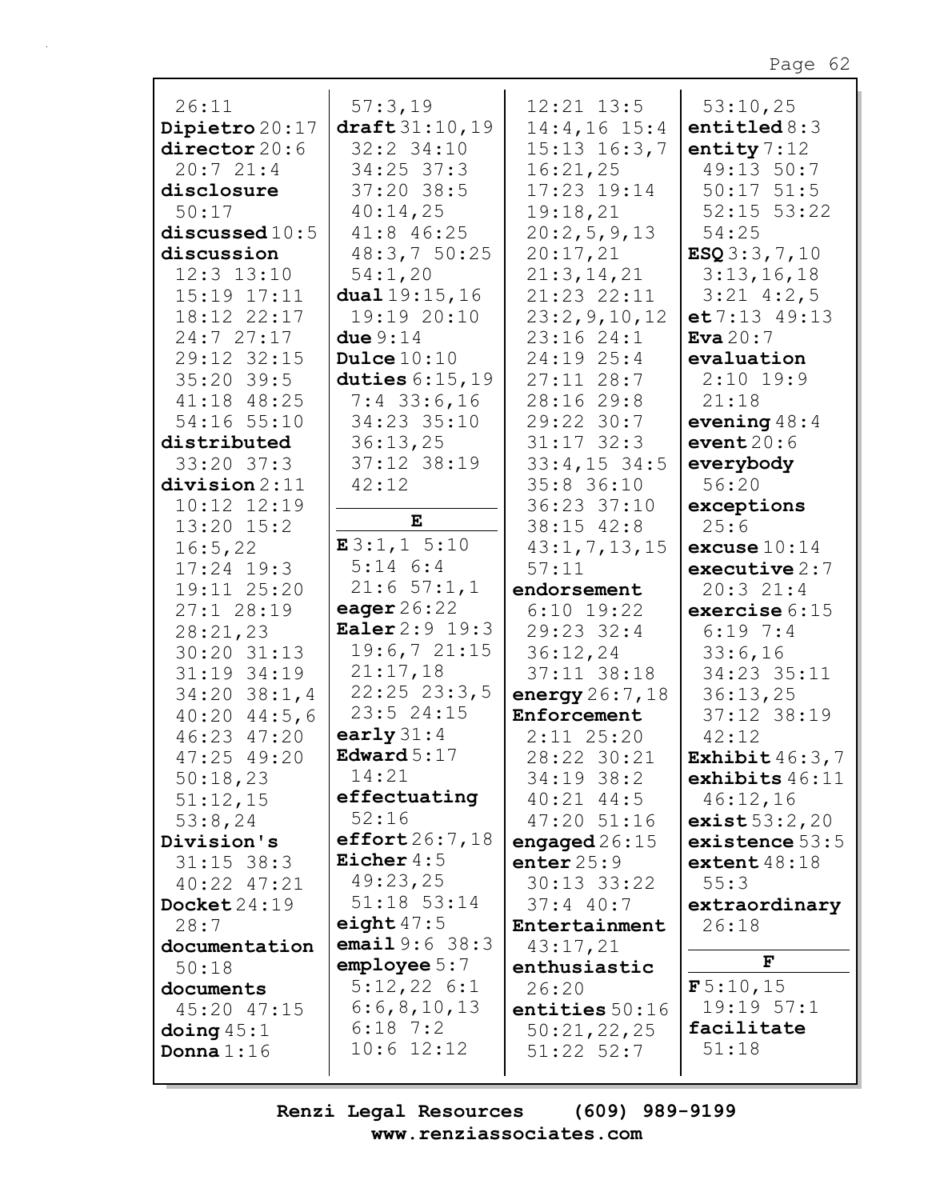26:11
**Dipietro** 20:17
**director** 20:6
20:7 21:4
**disclosure**
50:17
**discussed** 10:5
**discussion**
12:3 13:10
15:19 17:11
18:12 22:17
24:7 27:17
29:12 32:15
35:20 39:5
41:18 48:25
54:16 55:10
**distributed**
33:20 37:3
**division** 2:11
10:12 12:19
13:20 15:2
16:5,22
17:24 19:3
19:11 25:20
27:1 28:19
28:21,23
30:20 31:13
31:19 34:19
34:20 38:1,4
40:20 44:5,6
46:23 47:20
47:25 49:20
50:18,23
51:12,15
53:8,24
**Division's**
31:15 38:3
40:22 47:21
**Docket** 24:19
28:7
**documentation**
50:18
**documents**
45:20 47:15
**doing** 45:1
**Donna** 1:16

57:3,19
**draft** 31:10,19
32:2 34:10
34:25 37:3
37:20 38:5
40:14,25
41:8 46:25
48:3,7 50:25
54:1,20
**dual** 19:15,16
19:19 20:10
**due** 9:14
**Dulce** 10:10
**duties** 6:15,19
7:4 33:6,16
34:23 35:10
36:13,25
37:12 38:19
42:12

**E**

**E** 3:1,1 5:10
5:14 6:4
21:6 57:1,1
**eager** 26:22
**Ealer** 2:9 19:3
19:6,7 21:15
21:17,18
22:25 23:3,5
23:5 24:15
**early** 31:4
**Edward** 5:17
14:21
**effectuating**
52:16
**effort** 26:7,18
**Eicher** 4:5
49:23,25
51:18 53:14
**eight** 47:5
**email** 9:6 38:3
**employee** 5:7
5:12,22 6:1
6:6,8,10,13
6:18 7:2
10:6 12:12

12:21 13:5
14:4,16 15:4
15:13 16:3,7
16:21,25
17:23 19:14
19:18,21
20:2,5,9,13
20:17,21
21:3,14,21
21:23 22:11
23:2,9,10,12
23:16 24:1
24:19 25:4
27:11 28:7
28:16 29:8
29:22 30:7
31:17 32:3
33:4,15 34:5
35:8 36:10
36:23 37:10
38:15 42:8
43:1,7,13,15
57:11
**endorsement**
6:10 19:22
29:23 32:4
36:12,24
37:11 38:18
**energy** 26:7,18
**Enforcement**
2:11 25:20
28:22 30:21
34:19 38:2
40:21 44:5
47:20 51:16
**engaged** 26:15
**enter** 25:9
30:13 33:22
37:4 40:7
**Entertainment**
43:17,21
**enthusiastic**
26:20
**entities** 50:16
50:21,22,25
51:22 52:7

53:10,25
**entitled** 8:3
**entity** 7:12
49:13 50:7
50:17 51:5
52:15 53:22
54:25
**ESQ** 3:3,7,10
3:13,16,18
3:21 4:2,5
**et** 7:13 49:13
**Eva** 20:7
**evaluation**
2:10 19:9
21:18
**evening** 48:4
**event** 20:6
**everybody**
56:20
**exceptions**
25:6
**excuse** 10:14
**executive** 2:7
20:3 21:4
**exercise** 6:15
6:19 7:4
33:6,16
34:23 35:11
36:13,25
37:12 38:19
42:12
**Exhibit** 46:3,7
**exhibits** 46:11
46:12,16
**exist** 53:2,20
**existence** 53:5
**extent** 48:18
55:3
**extraordinary**
26:18

**F**

**F** 5:10,15
19:19 57:1
**facilitate**
51:18

Renzi Legal Resources (609) 989-9199
www.renziassociates.com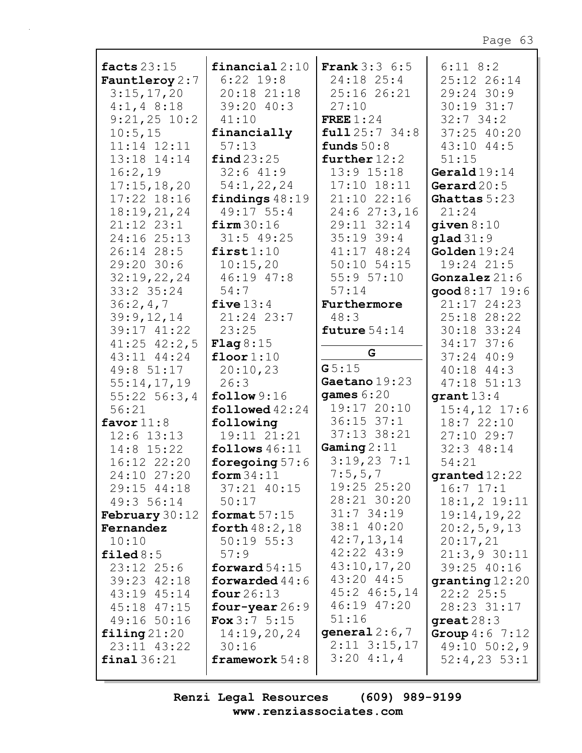**facts** 23:15
**Fauntleroy** 2:7 3:15,17,20 4:1,4 8:18 9:21,25 10:2 10:5,15 11:14 12:11 13:18 14:14 16:2,19 17:15,18,20 17:22 18:16 18:19,21,24 21:12 23:1 24:16 25:13 26:14 28:5 29:20 30:6 32:19,22,24 33:2 35:24 36:2,4,7 39:9,12,14 39:17 41:22 41:25 42:2,5 43:11 44:24 49:8 51:17 55:14,17,19 55:22 56:3,4 56:21
**favor** 11:8 12:6 13:13 14:8 15:22 16:12 22:20 24:10 27:20 29:15 44:18 49:3 56:14
**February** 30:12
**Fernandez** 10:10
**filed** 8:5 23:12 25:6 39:23 42:18 43:19 45:14 45:18 47:15 49:16 50:16
**filing** 21:20 23:11 43:22
**final** 36:21
**financial** 2:10 6:22 19:8 20:18 21:18 39:20 40:3 41:10
**financially** 57:13
**find** 23:25 32:6 41:9 54:1,22,24
**findings** 48:19 49:17 55:4
**firm** 30:16 31:5 49:25
**first** 1:10 10:15,20 46:19 47:8 54:7
**five** 13:4 21:24 23:7 23:25
**Flag** 8:15
**floor** 1:10 20:10,23 26:3
**follow** 9:16
**followed** 42:24
**following** 19:11 21:21
**follows** 46:11
**foregoing** 57:6
**form** 34:11 37:21 40:15 50:17
**format** 57:15
**forth** 48:2,18 50:19 55:3 57:9
**forward** 54:15
**forwarded** 44:6
**four** 26:13
**four-year** 26:9
**Fox** 3:7 5:15 14:19,20,24 30:16
**framework** 54:8
**Frank** 3:3 6:5 24:18 25:4 25:16 26:21 27:10
**FREE** 1:24
**full** 25:7 34:8
**funds** 50:8
**further** 12:2 13:9 15:18 17:10 18:11 21:10 22:16 24:6 27:3,16 29:11 32:14 35:19 39:4 41:17 48:24 50:10 54:15 55:9 57:10 57:14
**Furthermore** 48:3
**future** 54:14

**G**

**G** 5:15
**Gaetano** 19:23
**games** 6:20 19:17 20:10 36:15 37:1 37:13 38:21
**Gaming** 2:11 3:19,23 7:1 7:5,5,7 19:25 25:20 28:21 30:20 31:7 34:19 38:1 40:20 42:7,13,14 42:22 43:9 43:10,17,20 43:20 44:5 45:2 46:5,14 46:19 47:20 51:16
**general** 2:6,7 2:11 3:15,17 3:20 4:1,4 6:11 8:2 25:12 26:14 29:24 30:9 30:19 31:7 32:7 34:2 37:25 40:20 43:10 44:5 51:15
**Gerald** 19:14
**Gerard** 20:5
**Ghattas** 5:23 21:24
**given** 8:10
**glad** 31:9
**Golden** 19:24 19:24 21:5
**Gonzalez** 21:6
**good** 8:17 19:6 21:17 24:23 25:18 28:22 30:18 33:24 34:17 37:6 37:24 40:9 40:18 44:3 47:18 51:13
**grant** 13:4 15:4,12 17:6 18:7 22:10 27:10 29:7 32:3 48:14 54:21
**granted** 12:22 16:7 17:1 18:1,2 19:11 19:14,19,22 20:2,5,9,13 20:17,21 21:3,9 30:11 39:25 40:16
**granting** 12:20 22:2 25:5 28:23 31:17
**great** 28:3
**Group** 4:6 7:12 49:10 50:2,9 52:4,23 53:1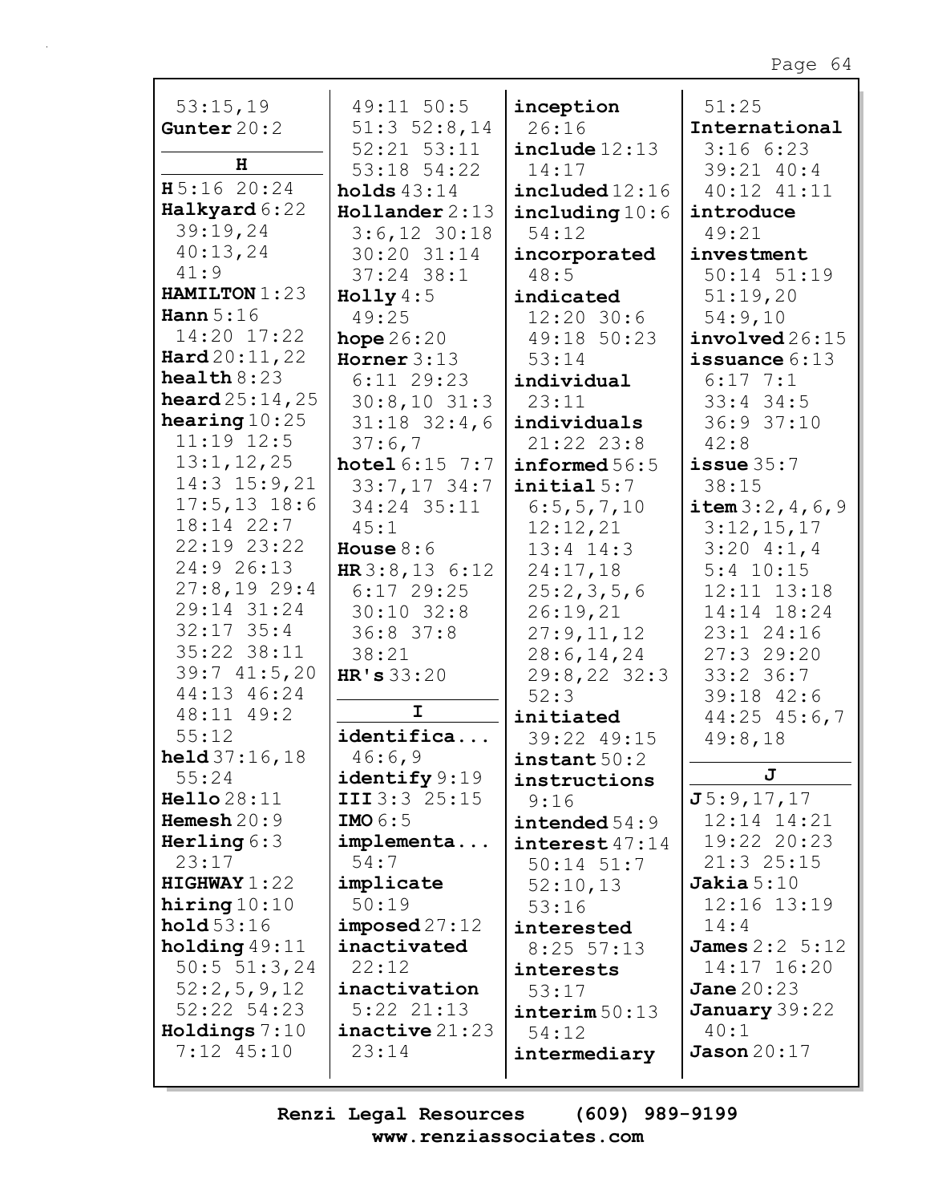53:15,19
**Gunter** 20:2

**H**

**H** 5:16 20:24
**Halkyard** 6:22 39:19,24 40:13,24 41:9
**HAMILTON** 1:23
**Hann** 5:16 14:20 17:22
**Hard** 20:11,22
**health** 8:23
**heard** 25:14,25
**hearing** 10:25 11:19 12:5 13:1,12,25 14:3 15:9,21 17:5,13 18:6 18:14 22:7 22:19 23:22 24:9 26:13 27:8,19 29:4 29:14 31:24 32:17 35:4 35:22 38:11 39:7 41:5,20 44:13 46:24 48:11 49:2 55:12
**held** 37:16,18 55:24
**Hello** 28:11
**Hemesh** 20:9
**Herling** 6:3 23:17
**HIGHWAY** 1:22
**hiring** 10:10
**hold** 53:16
**holding** 49:11 50:5 51:3,24 52:2,5,9,12 52:22 54:23
**Holdings** 7:10 7:12 45:10

49:11 50:5 51:3 52:8,14 52:21 53:11 53:18 54:22
**holds** 43:14
**Hollander** 2:13 3:6,12 30:18 30:20 31:14 37:24 38:1
**Holly** 4:5 49:25
**hope** 26:20
**Horner** 3:13 6:11 29:23 30:8,10 31:3 31:18 32:4,6 37:6,7
**hotel** 6:15 7:7 33:7,17 34:7 34:24 35:11 45:1
**House** 8:6
**HR** 3:8,13 6:12 6:17 29:25 30:10 32:8 36:8 37:8 38:21
**HR's** 33:20

**I**

**identifica...** 46:6,9
**identify** 9:19
**III** 3:3 25:15
**IMO** 6:5
**implementa...** 54:7
**implicate** 50:19
**imposed** 27:12
**inactivated** 22:12
**inactivation** 5:22 21:13
**inactive** 21:23 23:14

**inception** 26:16
**include** 12:13 14:17
**included** 12:16
**including** 10:6 54:12
**incorporated** 48:5
**indicated** 12:20 30:6 49:18 50:23 53:14
**individual** 23:11
**individuals** 21:22 23:8
**informed** 56:5
**initial** 5:7 6:5,5,7,10 12:12,21 13:4 14:3 24:17,18 25:2,3,5,6 26:19,21 27:9,11,12 28:6,14,24 29:8,22 32:3 52:3
**initiated** 39:22 49:15
**instant** 50:2
**instructions** 9:16
**intended** 54:9
**interest** 47:14 50:14 51:7 52:10,13 53:16
**interested** 8:25 57:13
**interests** 53:17
**interim** 50:13 54:12
**intermediary**

51:25
**International** 3:16 6:23 39:21 40:4 40:12 41:11
**introduce** 49:21
**investment** 50:14 51:19 51:19,20 54:9,10
**involved** 26:15
**issuance** 6:13 6:17 7:1 33:4 34:5 36:9 37:10 42:8
**issue** 35:7 38:15
**item** 3:2,4,6,9 3:12,15,17 3:20 4:1,4 5:4 10:15 12:11 13:18 14:14 18:24 23:1 24:16 27:3 29:20 33:2 36:7 39:18 42:6 44:25 45:6,7 49:8,18

**J**

**J** 5:9,17,17 12:14 14:21 19:22 20:23 21:3 25:15
**Jakia** 5:10 12:16 13:19 14:4
**James** 2:2 5:12 14:17 16:20
**Jane** 20:23
**January** 39:22 40:1
**Jason** 20:17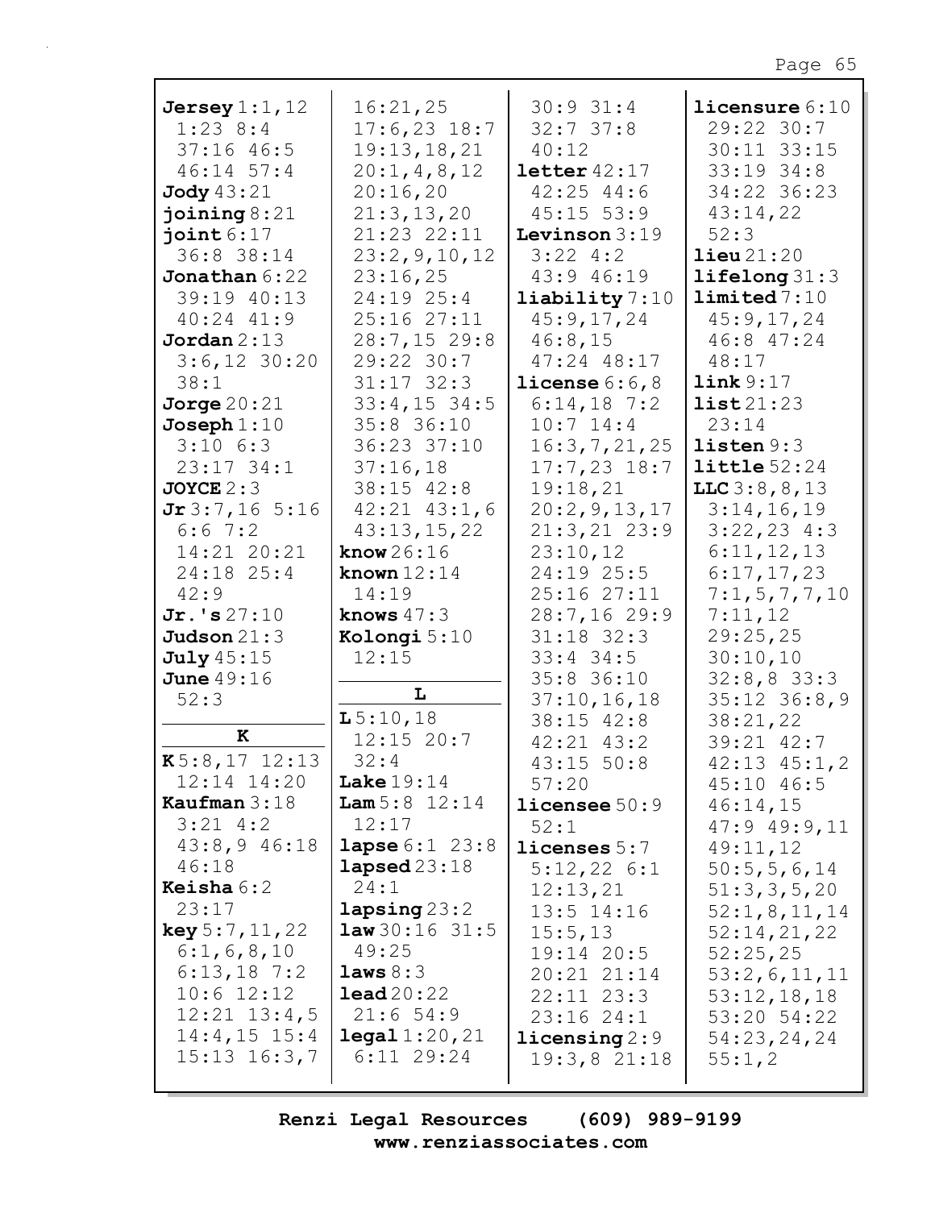**Jersey** 1:1,12 1:23 8:4 37:16 46:5 46:14 57:4
**Jody** 43:21
**joining** 8:21
**joint** 6:17 36:8 38:14
**Jonathan** 6:22 39:19 40:13 40:24 41:9
**Jordan** 2:13 3:6,12 30:20 38:1
**Jorge** 20:21
**Joseph** 1:10 3:10 6:3 23:17 34:1
**JOYCE** 2:3
**Jr** 3:7,16 5:16 6:6 7:2 14:21 20:21 24:18 25:4 42:9
**Jr.'s** 27:10
**Judson** 21:3
**July** 45:15
**June** 49:16 52:3

**K**

**K** 5:8,17 12:13 12:14 14:20
**Kaufman** 3:18 3:21 4:2 43:8,9 46:18 46:18
**Keisha** 6:2 23:17
**key** 5:7,11,22 6:1,6,8,10 6:13,18 7:2 10:6 12:12 12:21 13:4,5 14:4,15 15:4 15:13 16:3,7 16:21,25 17:6,23 18:7 19:13,18,21 20:1,4,8,12 20:16,20 21:3,13,20 21:23 22:11 23:2,9,10,12 23:16,25 24:19 25:4 25:16 27:11 28:7,15 29:8 29:22 30:7 31:17 32:3 33:4,15 34:5 35:8 36:10 36:23 37:10 37:16,18 38:15 42:8 42:21 43:1,6 43:13,15,22
**know** 26:16
**known** 12:14 14:19
**knows** 47:3
**Kolongi** 5:10 12:15

**L**

**L** 5:10,18 12:15 20:7 32:4
**Lake** 19:14
**Lam** 5:8 12:14 12:17
**lapse** 6:1 23:8
**lapsed** 23:18 24:1
**lapsing** 23:2
**law** 30:16 31:5 49:25
**laws** 8:3
**lead** 20:22 21:6 54:9
**legal** 1:20,21 6:11 29:24 30:9 31:4 32:7 37:8 40:12
**letter** 42:17 42:25 44:6 45:15 53:9
**Levinson** 3:19 3:22 4:2 43:9 46:19
**liability** 7:10 45:9,17,24 46:8,15 47:24 48:17
**license** 6:6,8 6:14,18 7:2 10:7 14:4 16:3,7,21,25 17:7,23 18:7 19:18,21 20:2,9,13,17 21:3,21 23:9 23:10,12 24:19 25:5 25:16 27:11 28:7,16 29:9 31:18 32:3 33:4 34:5 35:8 36:10 37:10,16,18 38:15 42:8 42:21 43:2 43:15 50:8 57:20
**licensee** 50:9 52:1
**licenses** 5:7 5:12,22 6:1 12:13,21 13:5 14:16 15:5,13 19:14 20:5 20:21 21:14 22:11 23:3 23:16 24:1
**licensing** 2:9 19:3,8 21:18
**licensure** 6:10 29:22 30:7 30:11 33:15 33:19 34:8 34:22 36:23 43:14,22 52:3
**lieu** 21:20
**lifelong** 31:3
**limited** 7:10 45:9,17,24 46:8 47:24 48:17
**link** 9:17
**list** 21:23 23:14
**listen** 9:3
**little** 52:24
**LLC** 3:8,8,13 3:14,16,19 3:22,23 4:3 6:11,12,13 6:17,17,23 7:1,5,7,7,10 7:11,12 29:25,25 30:10,10 32:8,8 33:3 35:12 36:8,9 38:21,22 39:21 42:7 42:13 45:1,2 45:10 46:5 46:14,15 47:9 49:9,11 49:11,12 50:5,5,6,14 51:3,3,5,20 52:1,8,11,14 52:14,21,22 52:25,25 53:2,6,11,11 53:12,18,18 53:20 54:22 54:23,24,24 55:1,2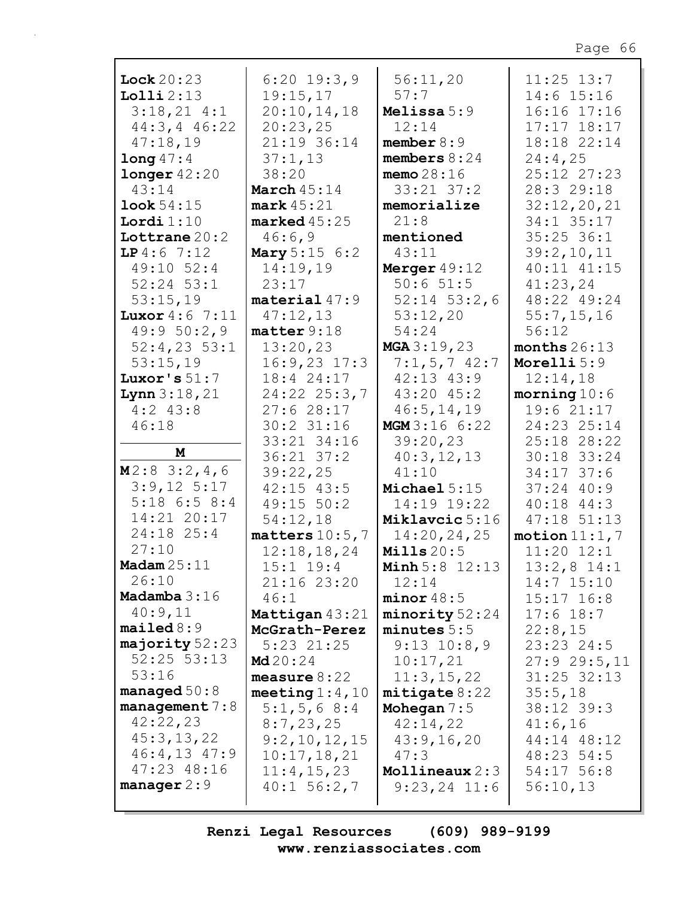**Lock** 20:23
**Lolli** 2:13
3:18,21 4:1
44:3,4 46:22
47:18,19
**long** 47:4
**longer** 42:20
43:14
**look** 54:15
**Lordi** 1:10
**Lottrane** 20:2
**LP** 4:6 7:12
49:10 52:4
52:24 53:1
53:15,19
**Luxor** 4:6 7:11
49:9 50:2,9
52:4,23 53:1
53:15,19
**Luxor's** 51:7
**Lynn** 3:18,21
4:2 43:8
46:18

**M**

**M** 2:8 3:2,4,6
3:9,12 5:17
5:18 6:5 8:4
14:21 20:17
24:18 25:4
27:10
**Madam** 25:11
26:10
**Madamba** 3:16
40:9,11
**mailed** 8:9
**majority** 52:23
52:25 53:13
53:16
**managed** 50:8
**management** 7:8
42:22,23
45:3,13,22
46:4,13 47:9
47:23 48:16
**manager** 2:9
6:20 19:3,9
19:15,17
20:10,14,18
20:23,25
21:19 36:14
37:1,13
38:20
**March** 45:14
**mark** 45:21
**marked** 45:25
46:6,9
**Mary** 5:15 6:2
14:19,19
23:17
**material** 47:9
47:12,13
**matter** 9:18
13:20,23
16:9,23 17:3
18:4 24:17
24:22 25:3,7
27:6 28:17
30:2 31:16
33:21 34:16
36:21 37:2
39:22,25
42:15 43:5
49:15 50:2
54:12,18
**matters** 10:5,7
12:18,18,24
15:1 19:4
21:16 23:20
46:1
**Mattigan** 43:21
**McGrath-Perez**
5:23 21:25
**Md** 20:24
**measure** 8:22
**meeting** 1:4,10
5:1,5,6 8:4
8:7,23,25
9:2,10,12,15
10:17,18,21
11:4,15,23
40:1 56:2,7
56:11,20
57:7
**Melissa** 5:9
12:14
**member** 8:9
**members** 8:24
**memo** 28:16
33:21 37:2
**memorialize**
21:8
**mentioned**
43:11
**Merger** 49:12
50:6 51:5
52:14 53:2,6
53:12,20
54:24
**MGA** 3:19,23
7:1,5,7 42:7
42:13 43:9
43:20 45:2
46:5,14,19
**MGM** 3:16 6:22
39:20,23
40:3,12,13
41:10
**Michael** 5:15
14:19 19:22
**Miklavcic** 5:16
14:20,24,25
**Mills** 20:5
**Minh** 5:8 12:13
12:14
**minor** 48:5
**minority** 52:24
**minutes** 5:5
9:13 10:8,9
10:17,21
11:3,15,22
**mitigate** 8:22
**Mohegan** 7:5
42:14,22
43:9,16,20
47:3
**Mollineaux** 2:3
9:23,24 11:6
11:25 13:7
14:6 15:16
16:16 17:16
17:17 18:17
18:18 22:14
24:4,25
25:12 27:23
28:3 29:18
32:12,20,21
34:1 35:17
35:25 36:1
39:2,10,11
40:11 41:15
41:23,24
48:22 49:24
55:7,15,16
56:12
**months** 26:13
**Morelli** 5:9
12:14,18
**morning** 10:6
19:6 21:17
24:23 25:14
25:18 28:22
30:18 33:24
34:17 37:6
37:24 40:9
40:18 44:3
47:18 51:13
**motion** 11:1,7
11:20 12:1
13:2,8 14:1
14:7 15:10
15:17 16:8
17:6 18:7
22:8,15
23:23 24:5
27:9 29:5,11
31:25 32:13
35:5,18
38:12 39:3
41:6,16
44:14 48:12
48:23 54:5
54:17 56:8
56:10,13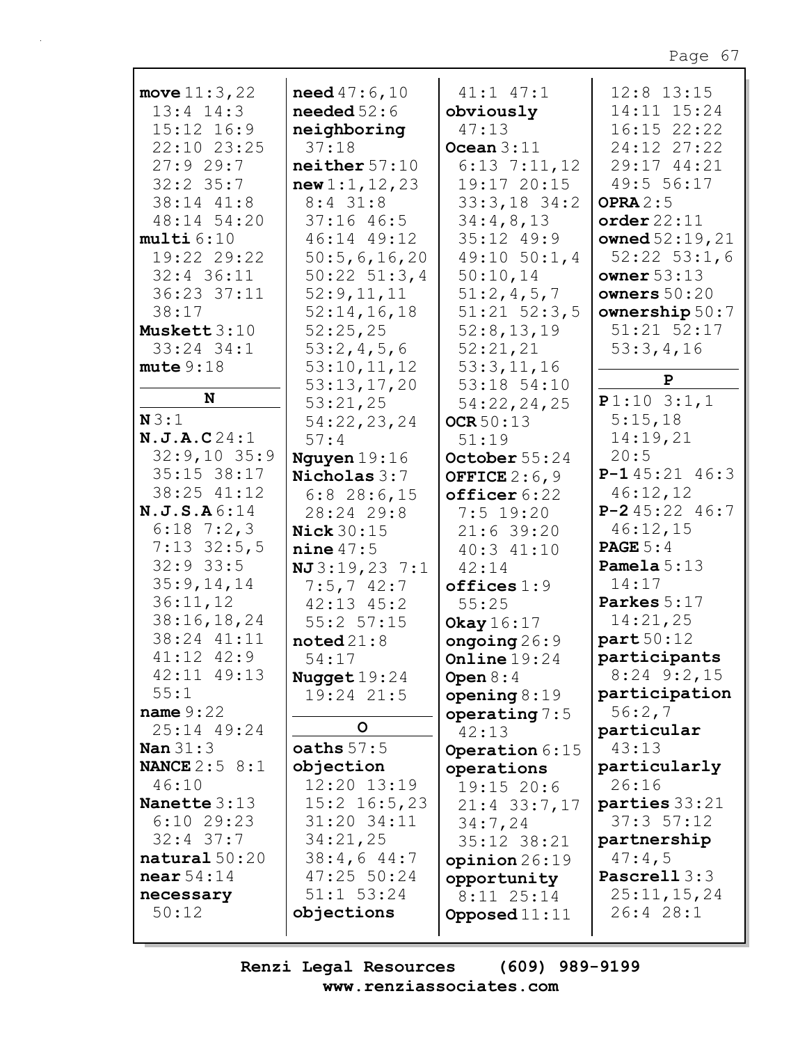**move** 11:3,22 13:4 14:3 15:12 16:9 22:10 23:25 27:9 29:7 32:2 35:7 38:14 41:8 48:14 54:20
**multi** 6:10 19:22 29:22 32:4 36:11 36:23 37:11 38:17
**Muskett** 3:10 33:24 34:1
**mute** 9:18

## N

**N** 3:1
**N.J.A.C** 24:1 32:9,10 35:9 35:15 38:17 38:25 41:12
**N.J.S.A** 6:14 6:18 7:2,3 7:13 32:5,5 32:9 33:5 35:9,14,14 36:11,12 38:16,18,24 38:24 41:11 41:12 42:9 42:11 49:13 55:1
**name** 9:22 25:14 49:24
**Nan** 31:3
**NANCE** 2:5 8:1 46:10
**Nanette** 3:13 6:10 29:23 32:4 37:7
**natural** 50:20
**near** 54:14
**necessary** 50:12
**need** 47:6,10
**needed** 52:6
**neighboring** 37:18
**neither** 57:10
**new** 1:1,12,23 8:4 31:8 37:16 46:5 46:14 49:12 50:5,6,16,20 50:22 51:3,4 52:9,11,11 52:14,16,18 52:25,25 53:2,4,5,6 53:10,11,12 53:13,17,20 53:21,25 54:22,23,24 57:4
**Nguyen** 19:16
**Nicholas** 3:7 6:8 28:6,15 28:24 29:8
**Nick** 30:15
**nine** 47:5
**NJ** 3:19,23 7:1 7:5,7 42:7 42:13 45:2 55:2 57:15
**noted** 21:8 54:17
**Nugget** 19:24 19:24 21:5

## O

**oaths** 57:5
**objection** 12:20 13:19 15:2 16:5,23 31:20 34:11 34:21,25 38:4,6 44:7 47:25 50:24 51:1 53:24
**objections** 41:1 47:1
**obviously** 47:13
**Ocean** 3:11 6:13 7:11,12 19:17 20:15 33:3,18 34:2 34:4,8,13 35:12 49:9 49:10 50:1,4 50:10,14 51:2,4,5,7 51:21 52:3,5 52:8,13,19 52:21,21 53:3,11,16 53:18 54:10 54:22,24,25
**OCR** 50:13 51:19
**October** 55:24
**OFFICE** 2:6,9
**officer** 6:22 7:5 19:20 21:6 39:20 40:3 41:10 42:14
**offices** 1:9 55:25
**Okay** 16:17
**ongoing** 26:9
**Online** 19:24
**Open** 8:4
**opening** 8:19
**operating** 7:5 42:13
**Operation** 6:15
**operations** 19:15 20:6 21:4 33:7,17 34:7,24 35:12 38:21
**opinion** 26:19
**opportunity** 8:11 25:14
**Opposed** 11:11 12:8 13:15 14:11 15:24 16:15 22:22 24:12 27:22 29:17 44:21 49:5 56:17
**OPRA** 2:5
**order** 22:11
**owned** 52:19,21 52:22 53:1,6
**owner** 53:13
**owners** 50:20
**ownership** 50:7 51:21 52:17 53:3,4,16

## P

**P** 1:10 3:1,1 5:15,18 14:19,21 20:5
**P-1** 45:21 46:3 46:12,12
**P-2** 45:22 46:7 46:12,15
**PAGE** 5:4
**Pamela** 5:13 14:17
**Parkes** 5:17 14:21,25
**part** 50:12
**participants** 8:24 9:2,15
**participation** 56:2,7
**particular** 43:13
**particularly** 26:16
**parties** 33:21 37:3 57:12
**partnership** 47:4,5
**Pascrell** 3:3 25:11,15,24 26:4 28:1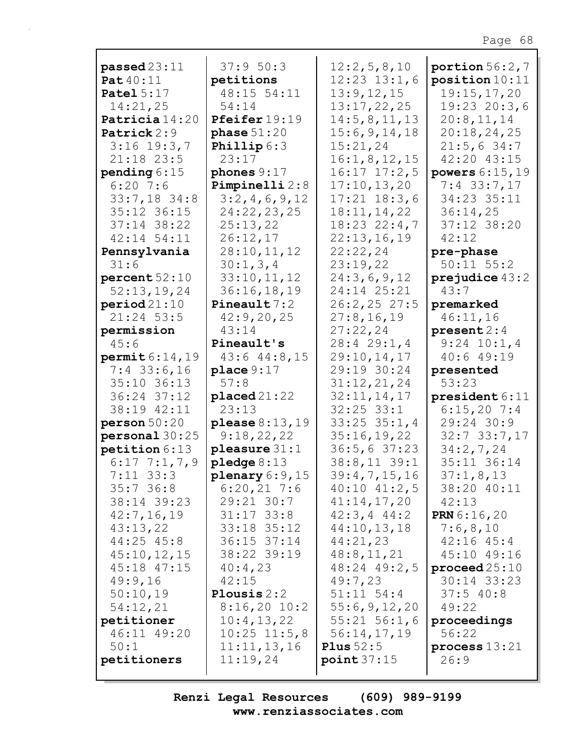**passed** 23:11
**Pat** 40:11
**Patel** 5:17
14:21,25
**Patricia** 14:20
**Patrick** 2:9
3:16 19:3,7
21:18 23:5
**pending** 6:15
6:20 7:6
33:7,18 34:8
35:12 36:15
37:14 38:22
42:14 54:11
**Pennsylvania**
31:6
**percent** 52:10
52:13,19,24
**period** 21:10
21:24 53:5
**permission**
45:6
**permit** 6:14,19
7:4 33:6,16
35:10 36:13
36:24 37:12
38:19 42:11
**person** 50:20
**personal** 30:25
**petition** 6:13
6:17 7:1,7,9
7:11 33:3
35:7 36:8
38:14 39:23
42:7,16,19
43:13,22
44:25 45:8
45:10,12,15
45:18 47:15
49:9,16
50:10,19
54:12,21
**petitioner**
46:11 49:20
50:1
**petitioners**
37:9 50:3
**petitions**
48:15 54:11
54:14
**Pfeifer** 19:19
**phase** 51:20
**Phillip** 6:3
23:17
**phones** 9:17
**Pimpinelli** 2:8
3:2,4,6,9,12
24:22,23,25
25:13,22
26:12,17
28:10,11,12
30:1,3,4
33:10,11,12
36:16,18,19
**Pineault** 7:2
42:9,20,25
43:14
**Pineault's**
43:6 44:8,15
**place** 9:17
57:8
**placed** 21:22
23:13
**please** 8:13,19
9:18,22,22
**pleasure** 31:1
**pledge** 8:13
**plenary** 6:9,15
6:20,21 7:6
29:21 30:7
31:17 33:8
33:18 35:12
36:15 37:14
38:22 39:19
40:4,23
42:15
**Plousis** 2:2
8:16,20 10:2
10:4,13,22
10:25 11:5,8
11:11,13,16
11:19,24
12:2,5,8,10
12:23 13:1,6
13:9,12,15
13:17,22,25
14:5,8,11,13
15:6,9,14,18
15:21,24
16:1,8,12,15
16:17 17:2,5
17:10,13,20
17:21 18:3,6
18:11,14,22
18:23 22:4,7
22:13,16,19
22:22,24
23:19,22
24:3,6,9,12
24:14 25:21
26:2,25 27:5
27:8,16,19
27:22,24
28:4 29:1,4
29:10,14,17
29:19 30:24
31:12,21,24
32:11,14,17
32:25 33:1
33:25 35:1,4
35:16,19,22
36:5,6 37:23
38:8,11 39:1
39:4,7,15,16
40:10 41:2,5
41:14,17,20
42:3,4 44:2
44:10,13,18
44:21,23
48:8,11,21
48:24 49:2,5
49:7,23
51:11 54:4
55:6,9,12,20
55:21 56:1,6
56:14,17,19
**Plus** 52:5
**point** 37:15
**portion** 56:2,7
**position** 10:11
19:15,17,20
19:23 20:3,6
20:8,11,14
20:18,24,25
21:5,6 34:7
42:20 43:15
**powers** 6:15,19
7:4 33:7,17
34:23 35:11
36:14,25
37:12 38:20
42:12
**pre-phase**
50:11 55:2
**prejudice** 43:2
43:7
**premarked**
46:11,16
**present** 2:4
9:24 10:1,4
40:6 49:19
**presented**
53:23
**president** 6:11
6:15,20 7:4
29:24 30:9
32:7 33:7,17
34:2,7,24
35:11 36:14
37:1,8,13
38:20 40:11
42:13
**PRN** 6:16,20
7:6,8,10
42:16 45:4
45:10 49:16
**proceed** 25:10
30:14 33:23
37:5 40:8
49:22
**proceedings**
56:22
**process** 13:21
26:9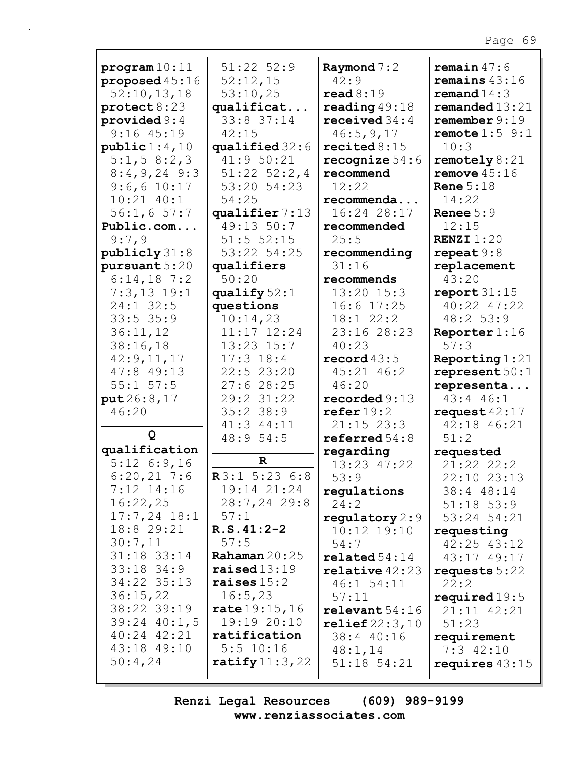**program** 10:11
**proposed** 45:16 52:10,13,18
**protect** 8:23
**provided** 9:4 9:16 45:19
**public** 1:4,10 5:1,5 8:2,3 8:4,9,24 9:3 9:6,6 10:17 10:21 40:1 56:1,6 57:7
**Public.com...** 9:7,9
**publicly** 31:8
**pursuant** 5:20 6:14,18 7:2 7:3,13 19:1 24:1 32:5 33:5 35:9 36:11,12 38:16,18 42:9,11,17 47:8 49:13 55:1 57:5
**put** 26:8,17 46:20

**Q**

**qualification** 5:12 6:9,16 6:20,21 7:6 7:12 14:16 16:22,25 17:7,24 18:1 18:8 29:21 30:7,11 31:18 33:14 33:18 34:9 34:22 35:13 36:15,22 38:22 39:19 39:24 40:1,5 40:24 42:21 43:18 49:10 50:4,24 51:22 52:9 52:12,15 53:10,25
**qualificat...** 33:8 37:14 42:15
**qualified** 32:6 41:9 50:21 51:22 52:2,4 53:20 54:23 54:25
**qualifier** 7:13 49:13 50:7 51:5 52:15 53:22 54:25
**qualifiers** 50:20
**qualify** 52:1
**questions** 10:14,23 11:17 12:24 13:23 15:7 17:3 18:4 22:5 23:20 27:6 28:25 29:2 31:22 35:2 38:9 41:3 44:11 48:9 54:5

**R**

**R** 3:1 5:23 6:8 19:14 21:24 28:7,24 29:8 57:1
**R.S.41:2-2** 57:5
**Rahaman** 20:25
**raised** 13:19
**raises** 15:2 16:5,23
**rate** 19:15,16 19:19 20:10
**ratification** 5:5 10:16
**ratify** 11:3,22
**Raymond** 7:2 42:9
**read** 8:19
**reading** 49:18
**received** 34:4 46:5,9,17
**recited** 8:15
**recognize** 54:6
**recommend** 12:22
**recommenda...** 16:24 28:17
**recommended** 25:5
**recommending** 31:16
**recommends** 13:20 15:3 16:6 17:25 18:1 22:2 23:16 28:23 40:23
**record** 43:5 45:21 46:2 46:20
**recorded** 9:13
**refer** 19:2 21:15 23:3
**referred** 54:8
**regarding** 13:23 47:22 53:9
**regulations** 24:2
**regulatory** 2:9 10:12 19:10 54:7
**related** 54:14
**relative** 42:23 46:1 54:11 57:11
**relevant** 54:16
**relief** 22:3,10 38:4 40:16 48:1,14 51:18 54:21
**remain** 47:6
**remains** 43:16
**remand** 14:3
**remanded** 13:21
**remember** 9:19
**remote** 1:5 9:1 10:3
**remotely** 8:21
**remove** 45:16
**Rene** 5:18 14:22
**Renee** 5:9 12:15
**RENZI** 1:20
**repeat** 9:8
**replacement** 43:20
**report** 31:15 40:22 47:22 48:2 53:9
**Reporter** 1:16 57:3
**Reporting** 1:21
**represent** 50:1
**representa...** 43:4 46:1
**request** 42:17 42:18 46:21 51:2
**requested** 21:22 22:2 22:10 23:13 38:4 48:14 51:18 53:9 53:24 54:21
**requesting** 42:25 43:12 43:17 49:17
**requests** 5:22 22:2
**required** 19:5 21:11 42:21 51:23
**requirement** 7:3 42:10
**requires** 43:15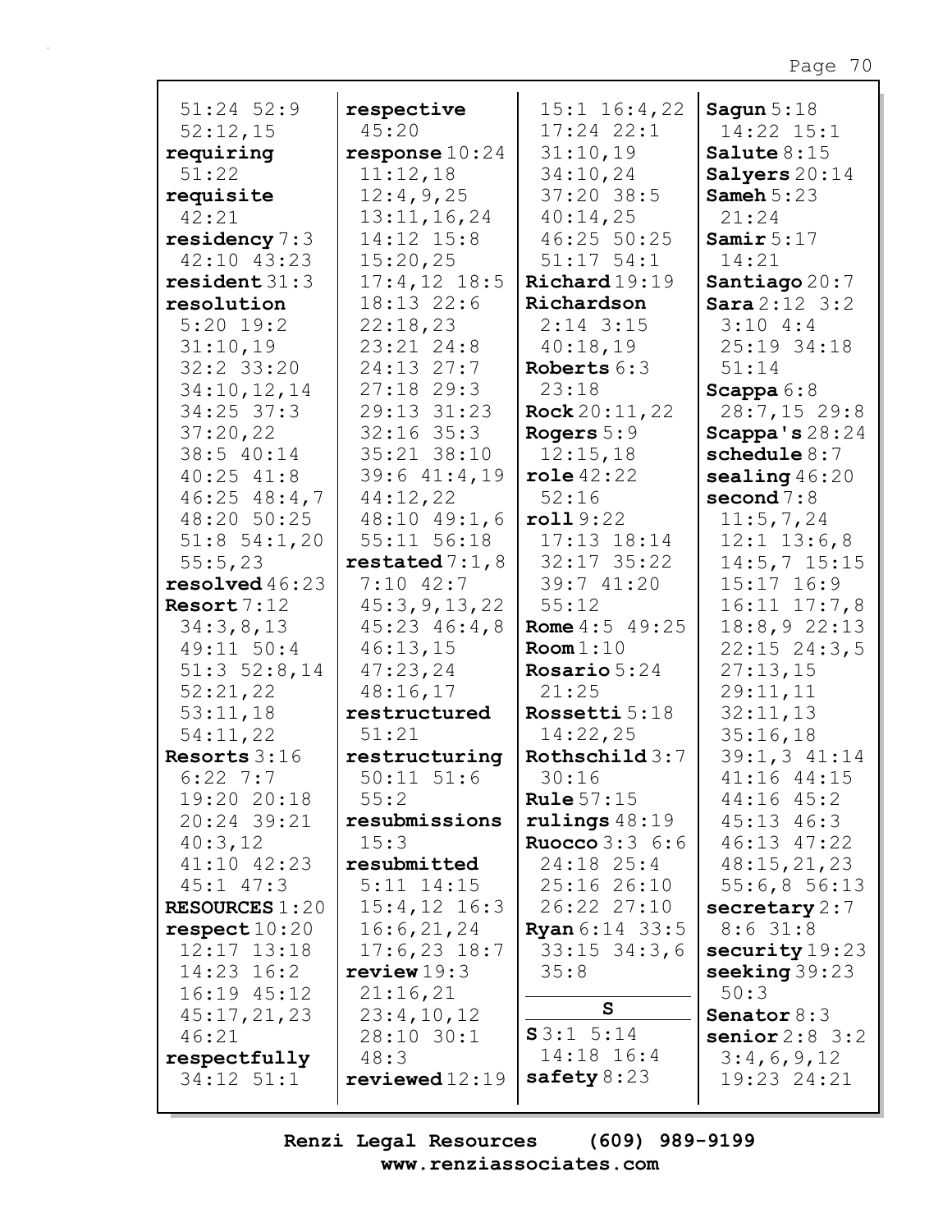51:24 52:9
52:12,15
**requiring**
51:22
**requisite**
42:21
**residency** 7:3
42:10 43:23
**resident** 31:3
**resolution**
5:20 19:2
31:10,19
32:2 33:20
34:10,12,14
34:25 37:3
37:20,22
38:5 40:14
40:25 41:8
46:25 48:4,7
48:20 50:25
51:8 54:1,20
55:5,23
**resolved** 46:23
**Resort** 7:12
34:3,8,13
49:11 50:4
51:3 52:8,14
52:21,22
53:11,18
54:11,22
**Resorts** 3:16
6:22 7:7
19:20 20:18
20:24 39:21
40:3,12
41:10 42:23
45:1 47:3
**RESOURCES** 1:20
**respect** 10:20
12:17 13:18
14:23 16:2
16:19 45:12
45:17,21,23
46:21
**respectfully**
34:12 51:1

**respective**
45:20
**response** 10:24
11:12,18
12:4,9,25
13:11,16,24
14:12 15:8
15:20,25
17:4,12 18:5
18:13 22:6
22:18,23
23:21 24:8
24:13 27:7
27:18 29:3
29:13 31:23
32:16 35:3
35:21 38:10
39:6 41:4,19
44:12,22
48:10 49:1,6
55:11 56:18
**restated** 7:1,8
7:10 42:7
45:3,9,13,22
45:23 46:4,8
46:13,15
47:23,24
48:16,17
**restructured**
51:21
**restructuring**
50:11 51:6
55:2
**resubmissions**
15:3
**resubmitted**
5:11 14:15
15:4,12 16:3
16:6,21,24
17:6,23 18:7
**review** 19:3
21:16,21
23:4,10,12
28:10 30:1
48:3
**reviewed** 12:19

15:1 16:4,22
17:24 22:1
31:10,19
34:10,24
37:20 38:5
40:14,25
46:25 50:25
51:17 54:1
**Richard** 19:19
**Richardson**
2:14 3:15
40:18,19
**Roberts** 6:3
23:18
**Rock** 20:11,22
**Rogers** 5:9
12:15,18
**role** 42:22
52:16
**roll** 9:22
17:13 18:14
32:17 35:22
39:7 41:20
55:12
**Rome** 4:5 49:25
**Room** 1:10
**Rosario** 5:24
21:25
**Rossetti** 5:18
14:22,25
**Rothschild** 3:7
30:16
**Rule** 57:15
**rulings** 48:19
**Ruocco** 3:3 6:6
24:18 25:4
25:16 26:10
26:22 27:10
**Ryan** 6:14 33:5
33:15 34:3,6
35:8

**S**

**S** 3:1 5:14
14:18 16:4
**safety** 8:23

**Sagun** 5:18
14:22 15:1
**Salute** 8:15
**Salyers** 20:14
**Sameh** 5:23
21:24
**Samir** 5:17
14:21
**Santiago** 20:7
**Sara** 2:12 3:2
3:10 4:4
25:19 34:18
51:14
**Scappa** 6:8
28:7,15 29:8
**Scappa's** 28:24
**schedule** 8:7
**sealing** 46:20
**second** 7:8
11:5,7,24
12:1 13:6,8
14:5,7 15:15
15:17 16:9
16:11 17:7,8
18:8,9 22:13
22:15 24:3,5
27:13,15
29:11,11
32:11,13
35:16,18
39:1,3 41:14
41:16 44:15
44:16 45:2
45:13 46:3
46:13 47:22
48:15,21,23
55:6,8 56:13
**secretary** 2:7
8:6 31:8
**security** 19:23
**seeking** 39:23
50:3
**Senator** 8:3
**senior** 2:8 3:2
3:4,6,9,12
19:23 24:21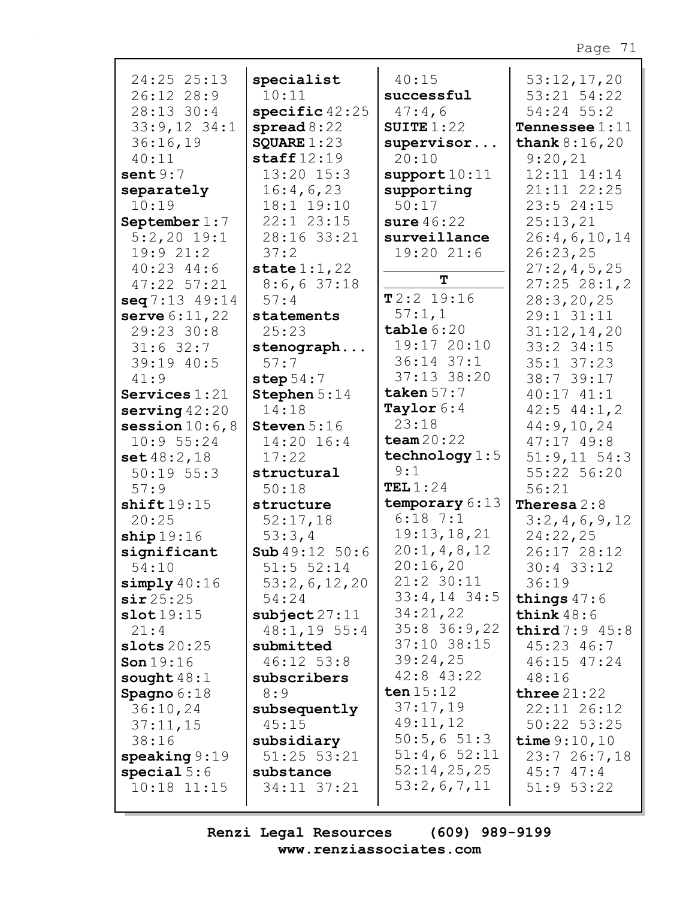24:25 25:13
26:12 28:9
28:13 30:4
33:9,12 34:1
36:16,19
40:11

**sent** 9:7
**separately** 10:19
**September** 1:7 5:2,20 19:1 19:9 21:2 40:23 44:6 47:22 57:21
**seq** 7:13 49:14
**serve** 6:11,22 29:23 30:8 31:6 32:7 39:19 40:5 41:9
**Services** 1:21
**serving** 42:20
**session** 10:6,8 10:9 55:24
**set** 48:2,18 50:19 55:3 57:9
**shift** 19:15 20:25
**ship** 19:16
**significant** 54:10
**simply** 40:16
**sir** 25:25
**slot** 19:15 21:4
**slots** 20:25
**Son** 19:16
**sought** 48:1
**Spagno** 6:18 36:10,24 37:11,15 38:16
**speaking** 9:19
**special** 5:6 10:18 11:15
**specialist** 10:11
**specific** 42:25
**spread** 8:22
**SQUARE** 1:23
**staff** 12:19 13:20 15:3 16:4,6,23 18:1 19:10 22:1 23:15 28:16 33:21 37:2
**state** 1:1,22 8:6,6 37:18 57:4
**statements** 25:23
**stenograph...** 57:7
**step** 54:7
**Stephen** 5:14 14:18
**Steven** 5:16 14:20 16:4 17:22
**structural** 50:18
**structure** 52:17,18 53:3,4
**Sub** 49:12 50:6 51:5 52:14 53:2,6,12,20 54:24
**subject** 27:11 48:1,19 55:4
**submitted** 46:12 53:8
**subscribers** 8:9
**subsequently** 45:15
**subsidiary** 51:25 53:21
**substance** 34:11 37:21
40:15
**successful** 47:4,6
**SUITE** 1:22
**supervisor...** 20:10
**support** 10:11
**supporting** 50:17
**sure** 46:22
**surveillance** 19:20 21:6

## T

**T** 2:2 19:16 57:1,1
**table** 6:20 19:17 20:10 36:14 37:1 37:13 38:20
**taken** 57:7
**Taylor** 6:4 23:18
**team** 20:22
**technology** 1:5 9:1
**TEL** 1:24
**temporary** 6:13 6:18 7:1 19:13,18,21 20:1,4,8,12 20:16,20 21:2 30:11 33:4,14 34:5 34:21,22 35:8 36:9,22 37:10 38:15 39:24,25 42:8 43:22
**ten** 15:12 37:17,19 49:11,12 50:5,6 51:3 51:4,6 52:11 52:14,25,25 53:2,6,7,11
53:12,17,20 53:21 54:22 54:24 55:2
**Tennessee** 1:11
**thank** 8:16,20 9:20,21 12:11 14:14 21:11 22:25 23:5 24:15 25:13,21 26:4,6,10,14 26:23,25 27:2,4,5,25 27:25 28:1,2 28:3,20,25 29:1 31:11 31:12,14,20 33:2 34:15 35:1 37:23 38:7 39:17 40:17 41:1 42:5 44:1,2 44:9,10,24 47:17 49:8 51:9,11 54:3 55:22 56:20 56:21
**Theresa** 2:8 3:2,4,6,9,12 24:22,25 26:17 28:12 30:4 33:12 36:19
**things** 47:6
**think** 48:6
**third** 7:9 45:8 45:23 46:7 46:15 47:24 48:16
**three** 21:22 22:11 26:12 50:22 53:25
**time** 9:10,10 23:7 26:7,18 45:7 47:4 51:9 53:22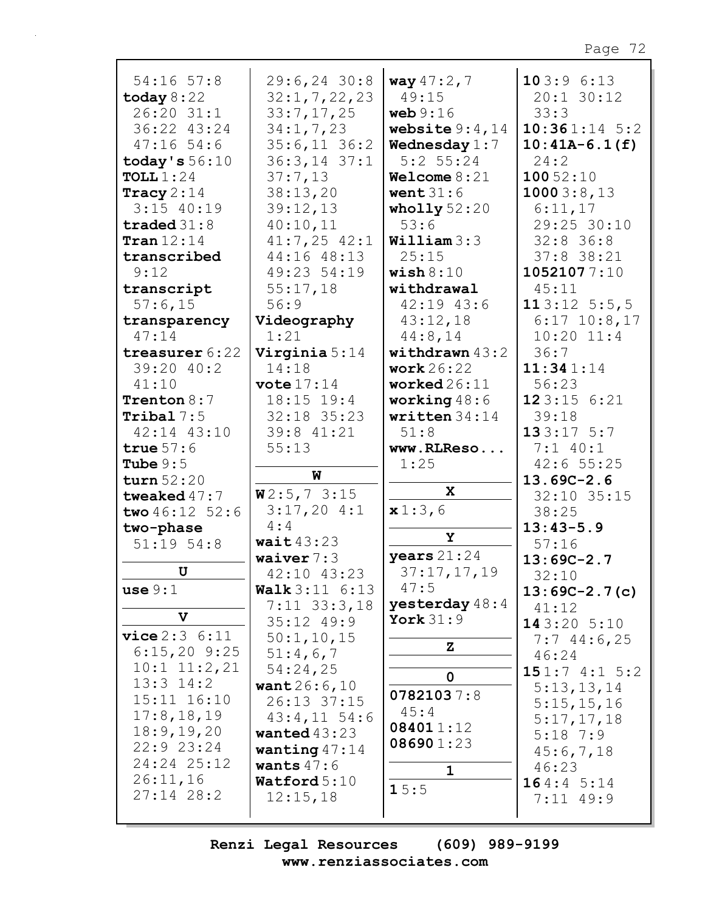54:16 57:8
**today** 8:22
26:20 31:1
36:22 43:24
47:16 54:6
**today's** 56:10
**TOLL** 1:24
**Tracy** 2:14
3:15 40:19
**traded** 31:8
**Tran** 12:14
**transcribed**
9:12
**transcript**
57:6,15
**transparency**
47:14
**treasurer** 6:22
39:20 40:2
41:10
**Trenton** 8:7
**Tribal** 7:5
42:14 43:10
**true** 57:6
**Tube** 9:5
**turn** 52:20
**tweaked** 47:7
**two** 46:12 52:6
**two-phase**
51:19 54:8

**U**

**use** 9:1

**V**

**vice** 2:3 6:11
6:15,20 9:25
10:1 11:2,21
13:3 14:2
15:11 16:10
17:8,18,19
18:9,19,20
22:9 23:24
24:24 25:12
26:11,16
27:14 28:2
29:6,24 30:8
32:1,7,22,23
33:7,17,25
34:1,7,23
35:6,11 36:2
36:3,14 37:1
37:7,13
38:13,20
39:12,13
40:10,11
41:7,25 42:1
44:16 48:13
49:23 54:19
55:17,18
56:9
**Videography**
1:21
**Virginia** 5:14
14:18
**vote** 17:14
18:15 19:4
32:18 35:23
39:8 41:21
55:13

**W**

**W** 2:5,7 3:15
3:17,20 4:1
4:4
**wait** 43:23
**waiver** 7:3
42:10 43:23
**Walk** 3:11 6:13
7:11 33:3,18
35:12 49:9
50:1,10,15
51:4,6,7
54:24,25
**want** 26:6,10
26:13 37:15
43:4,11 54:6
**wanted** 43:23
**wanting** 47:14
**wants** 47:6
**Watford** 5:10
12:15,18
**way** 47:2,7
49:15
**web** 9:16
**website** 9:4,14
**Wednesday** 1:7
5:2 55:24
**Welcome** 8:21
**went** 31:6
**wholly** 52:20
53:6
**William** 3:3
25:15
**wish** 8:10
**withdrawal**
42:19 43:6
43:12,18
44:8,14
**withdrawn** 43:2
**work** 26:22
**worked** 26:11
**working** 48:6
**written** 34:14
51:8
**www.RLReso...**
1:25

**X**

**x** 1:3,6

**Y**

**years** 21:24
37:17,17,19
47:5
**yesterday** 48:4
**York** 31:9

**Z**

**0**

**0782103** 7:8
45:4
**08401** 1:12
**08690** 1:23

**1**

**1** 5:5
**10** 3:9 6:13
20:1 30:12
33:3
**10:36** 1:14 5:2
**10:41A-6.1(f)**
24:2
**100** 52:10
**1000** 3:8,13
6:11,17
29:25 30:10
32:8 36:8
37:8 38:21
**1052107** 7:10
45:11
**11** 3:12 5:5,5
6:17 10:8,17
10:20 11:4
36:7
**11:34** 1:14
56:23
**12** 3:15 6:21
39:18
**13** 3:17 5:7
7:1 40:1
42:6 55:25
**13.69C-2.6**
32:10 35:15
38:25
**13:43-5.9**
57:16
**13:69C-2.7**
32:10
**13:69C-2.7(c)**
41:12
**14** 3:20 5:10
7:7 44:6,25
46:24
**15** 1:7 4:1 5:2
5:13,13,14
5:15,15,16
5:17,17,18
5:18 7:9
45:6,7,18
46:23
**16** 4:4 5:14
7:11 49:9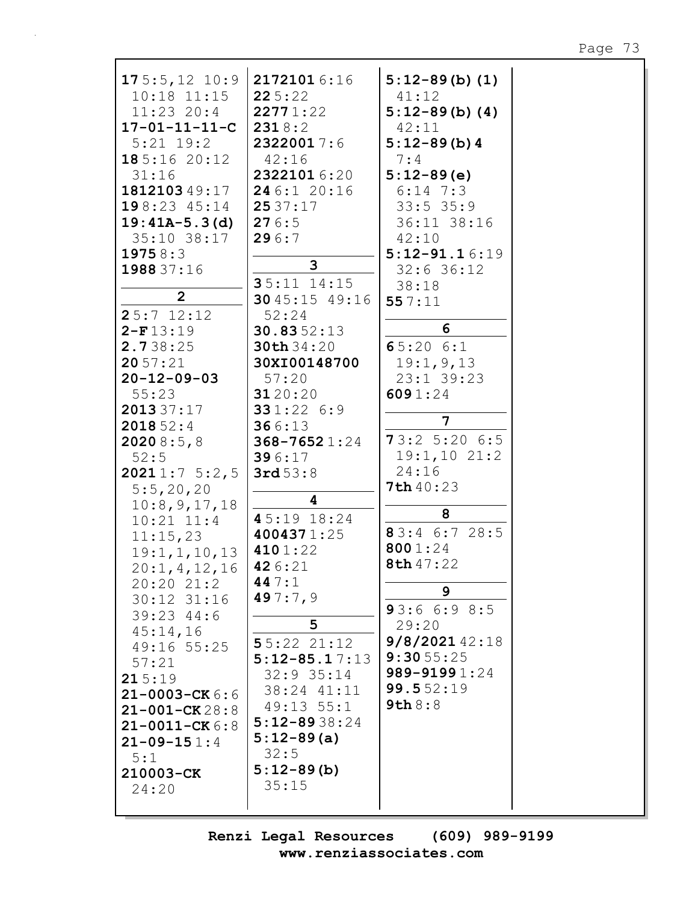**17** 5:5,12 10:9 10:18 11:15 11:23 20:4
**17-01-11-11-C** 5:21 19:2
**18** 5:16 20:12 31:16
**1812103** 49:17
**19** 8:23 45:14
**19:41A-5.3(d)** 35:10 38:17
**1975** 8:3
**1988** 37:16

## 2

**2** 5:7 12:12
**2-F** 13:19
**2.7** 38:25
**20** 57:21
**20-12-09-03** 55:23
**2013** 37:17
**2018** 52:4
**2020** 8:5,8 52:5
**2021** 1:7 5:2,5 5:5,20,20 10:8,9,17,18 10:21 11:4 11:15,23 19:1,1,10,13 20:1,4,12,16 20:20 21:2 30:12 31:16 39:23 44:6 45:14,16 49:16 55:25 57:21
**21** 5:19
**21-0003-CK** 6:6
**21-001-CK** 28:8
**21-0011-CK** 6:8
**21-09-15** 1:4 5:1
**210003-CK** 24:20
**2172101** 6:16
**22** 5:22
**22771** 1:22
**231** 8:2
**2322001** 7:6 42:16
**2322101** 6:20
**24** 6:1 20:16
**25** 37:17
**27** 6:5
**29** 6:7

## 3

**3** 5:11 14:15
**30** 45:15 49:16 52:24
**30.83** 52:13
**30th** 34:20
**30XI00148700** 57:20
**31** 20:20
**33** 1:22 6:9
**36** 6:13
**368-7652** 1:24
**39** 6:17
**3rd** 53:8

## 4

**4** 5:19 18:24
**400437** 1:25
**410** 1:22
**42** 6:21
**44** 7:1
**49** 7:7,9

## 5

**5** 5:22 21:12
**5:12-85.1** 7:13 32:9 35:14 38:24 41:11 49:13 55:1
**5:12-89** 38:24
**5:12-89(a)** 32:5
**5:12-89(b)** 35:15
**5:12-89(b)(1)** 41:12
**5:12-89(b)(4)** 42:11
**5:12-89(b)4** 7:4
**5:12-89(e)** 6:14 7:3 33:5 35:9 36:11 38:16 42:10
**5:12-91.1** 6:19 32:6 36:12 38:18
**55** 7:11

## 6

**6** 5:20 6:1 19:1,9,13 23:1 39:23
**609** 1:24

## 7

**7** 3:2 5:20 6:5 19:1,10 21:2 24:16
**7th** 40:23

## 8

**8** 3:4 6:7 28:5
**800** 1:24
**8th** 47:22

## 9

**9** 3:6 6:9 8:5 29:20
**9/8/2021** 42:18
**9:30** 55:25
**989-9199** 1:24
**99.5** 52:19
**9th** 8:8